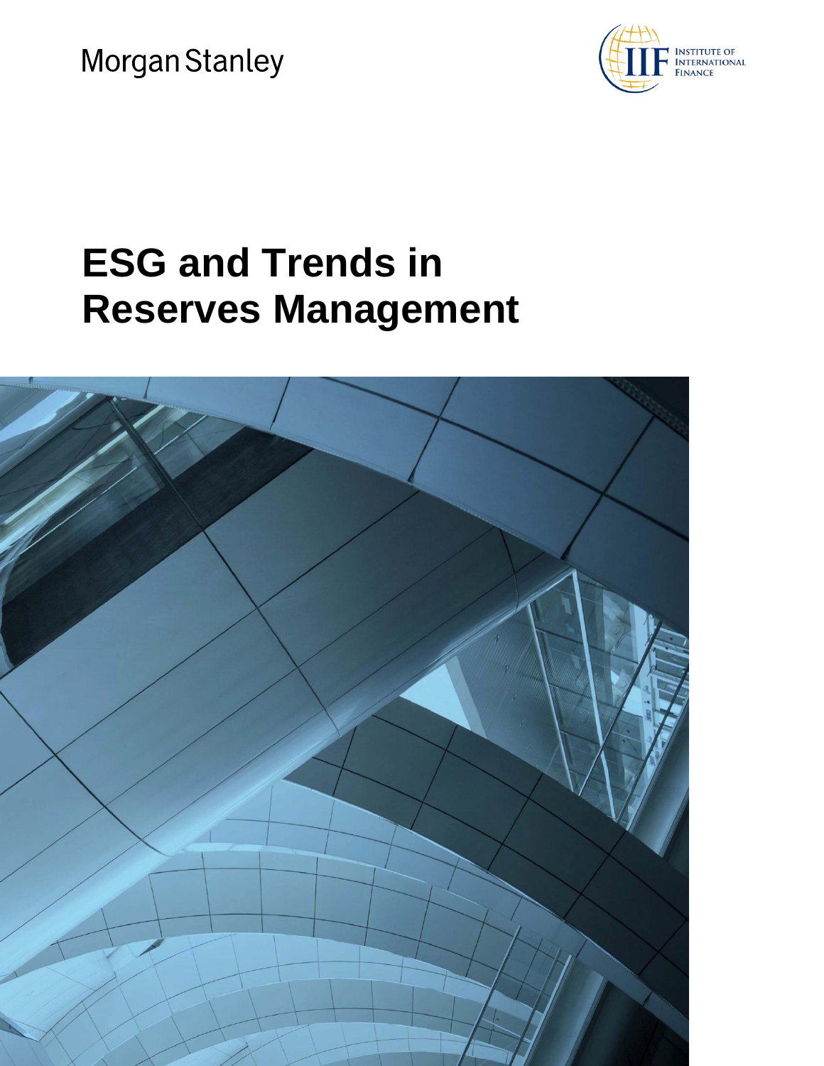Morgan Stanley

INSTITUTE OF INTERNATIONAL FINANCE

# ESG and Trends in Reserves Management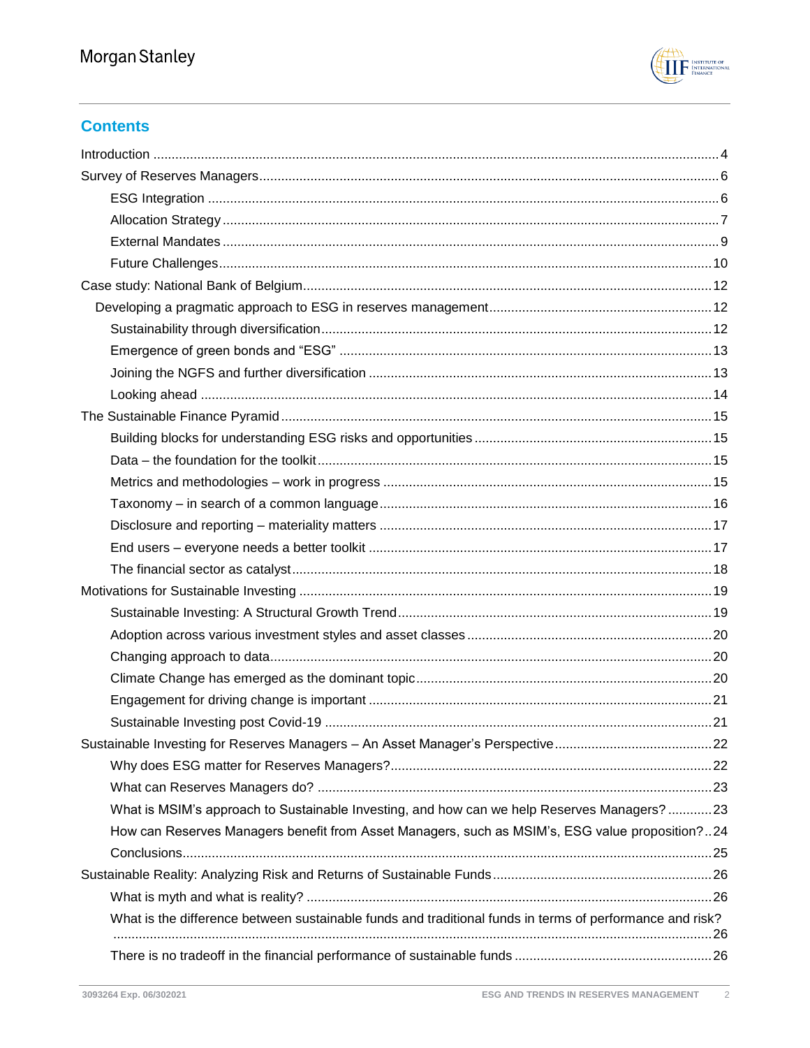## Contents

- Introduction ... 4
- Survey of Reserves Managers ... 6
  - ESG Integration ... 6
  - Allocation Strategy ... 7
  - External Mandates ... 9
  - Future Challenges ... 10
- Case study: National Bank of Belgium ... 12
  - Developing a pragmatic approach to ESG in reserves management ... 12
    - Sustainability through diversification ... 12
    - Emergence of green bonds and "ESG" ... 13
    - Joining the NGFS and further diversification ... 13
    - Looking ahead ... 14
- The Sustainable Finance Pyramid ... 15
  - Building blocks for understanding ESG risks and opportunities ... 15
  - Data – the foundation for the toolkit ... 15
  - Metrics and methodologies – work in progress ... 15
  - Taxonomy – in search of a common language ... 16
  - Disclosure and reporting – materiality matters ... 17
  - End users – everyone needs a better toolkit ... 17
  - The financial sector as catalyst ... 18
- Motivations for Sustainable Investing ... 19
  - Sustainable Investing: A Structural Growth Trend ... 19
  - Adoption across various investment styles and asset classes ... 20
  - Changing approach to data ... 20
  - Climate Change has emerged as the dominant topic ... 20
  - Engagement for driving change is important ... 21
  - Sustainable Investing post Covid-19 ... 21
- Sustainable Investing for Reserves Managers – An Asset Manager's Perspective ... 22
  - Why does ESG matter for Reserves Managers? ... 22
  - What can Reserves Managers do? ... 23
  - What is MSIM's approach to Sustainable Investing, and how can we help Reserves Managers? ... 23
  - How can Reserves Managers benefit from Asset Managers, such as MSIM's, ESG value proposition? .. 24
  - Conclusions ... 25
- Sustainable Reality: Analyzing Risk and Returns of Sustainable Funds ... 26
  - What is myth and what is reality? ... 26
  - What is the difference between sustainable funds and traditional funds in terms of performance and risk? ... 26
  - There is no tradeoff in the financial performance of sustainable funds ... 26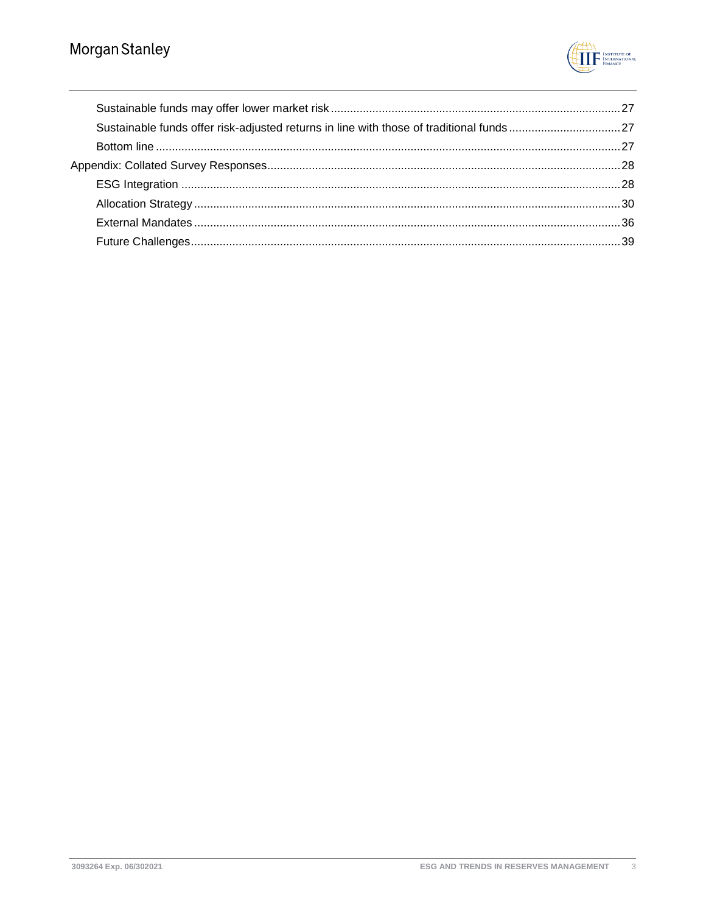- Sustainable funds may offer lower market risk ........ 27
- Sustainable funds offer risk-adjusted returns in line with those of traditional funds ........ 27
- Bottom line ........ 27

Appendix: Collated Survey Responses ........ 28

- ESG Integration ........ 28
- Allocation Strategy ........ 30
- External Mandates ........ 36
- Future Challenges ........ 39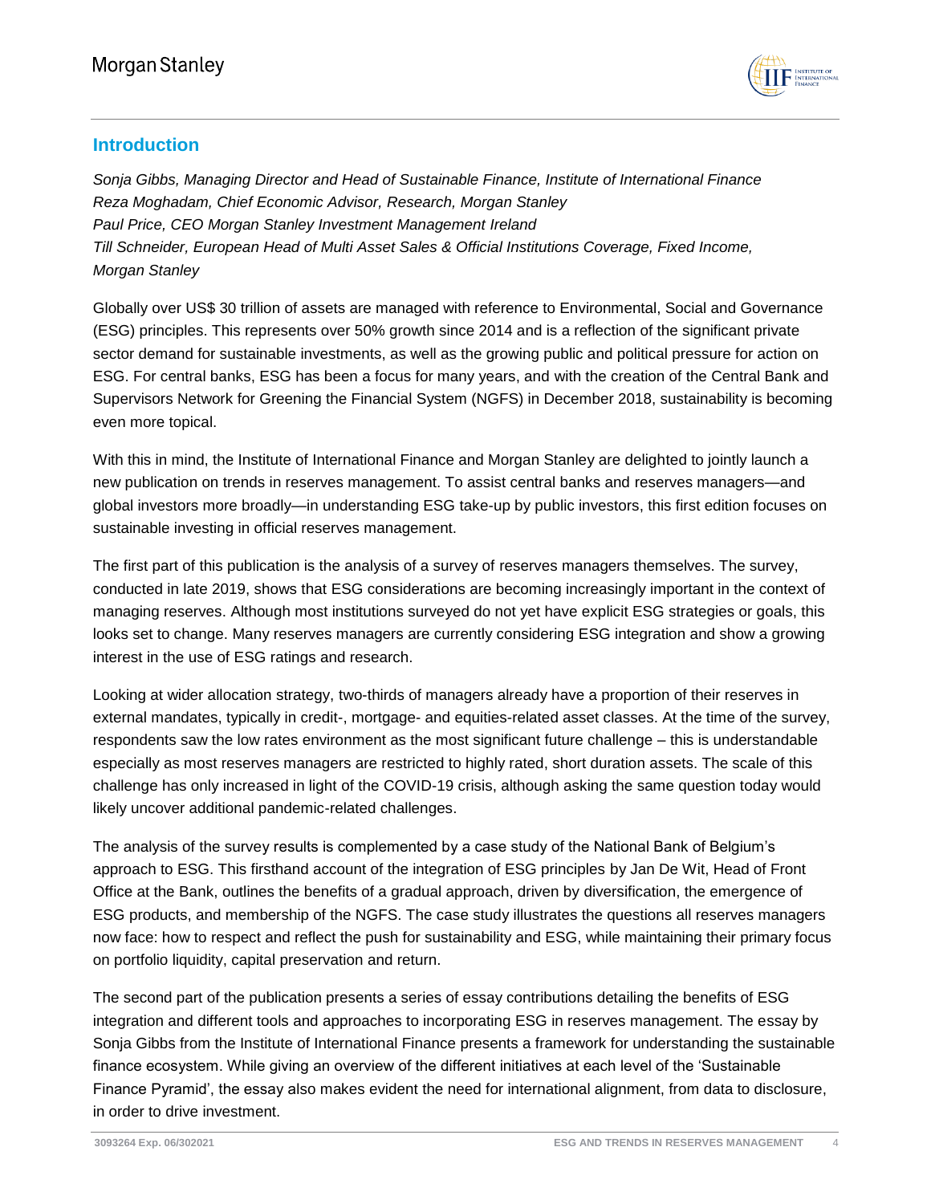## Introduction

*Sonja Gibbs, Managing Director and Head of Sustainable Finance, Institute of International Finance*
*Reza Moghadam, Chief Economic Advisor, Research, Morgan Stanley*
*Paul Price, CEO Morgan Stanley Investment Management Ireland*
*Till Schneider, European Head of Multi Asset Sales & Official Institutions Coverage, Fixed Income, Morgan Stanley*

Globally over US$ 30 trillion of assets are managed with reference to Environmental, Social and Governance (ESG) principles. This represents over 50% growth since 2014 and is a reflection of the significant private sector demand for sustainable investments, as well as the growing public and political pressure for action on ESG. For central banks, ESG has been a focus for many years, and with the creation of the Central Bank and Supervisors Network for Greening the Financial System (NGFS) in December 2018, sustainability is becoming even more topical.

With this in mind, the Institute of International Finance and Morgan Stanley are delighted to jointly launch a new publication on trends in reserves management. To assist central banks and reserves managers—and global investors more broadly—in understanding ESG take-up by public investors, this first edition focuses on sustainable investing in official reserves management.

The first part of this publication is the analysis of a survey of reserves managers themselves. The survey, conducted in late 2019, shows that ESG considerations are becoming increasingly important in the context of managing reserves. Although most institutions surveyed do not yet have explicit ESG strategies or goals, this looks set to change. Many reserves managers are currently considering ESG integration and show a growing interest in the use of ESG ratings and research.

Looking at wider allocation strategy, two-thirds of managers already have a proportion of their reserves in external mandates, typically in credit-, mortgage- and equities-related asset classes. At the time of the survey, respondents saw the low rates environment as the most significant future challenge – this is understandable especially as most reserves managers are restricted to highly rated, short duration assets. The scale of this challenge has only increased in light of the COVID-19 crisis, although asking the same question today would likely uncover additional pandemic-related challenges.

The analysis of the survey results is complemented by a case study of the National Bank of Belgium's approach to ESG. This firsthand account of the integration of ESG principles by Jan De Wit, Head of Front Office at the Bank, outlines the benefits of a gradual approach, driven by diversification, the emergence of ESG products, and membership of the NGFS. The case study illustrates the questions all reserves managers now face: how to respect and reflect the push for sustainability and ESG, while maintaining their primary focus on portfolio liquidity, capital preservation and return.

The second part of the publication presents a series of essay contributions detailing the benefits of ESG integration and different tools and approaches to incorporating ESG in reserves management. The essay by Sonja Gibbs from the Institute of International Finance presents a framework for understanding the sustainable finance ecosystem. While giving an overview of the different initiatives at each level of the 'Sustainable Finance Pyramid', the essay also makes evident the need for international alignment, from data to disclosure, in order to drive investment.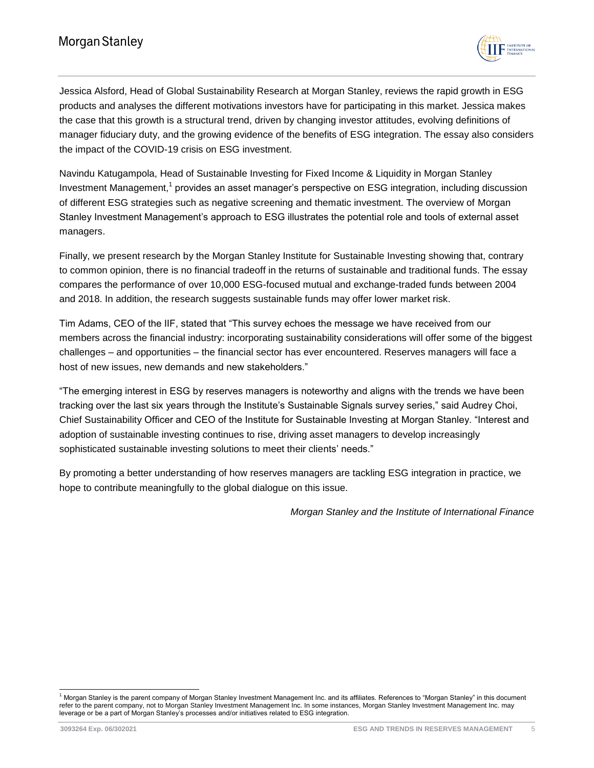Jessica Alsford, Head of Global Sustainability Research at Morgan Stanley, reviews the rapid growth in ESG products and analyses the different motivations investors have for participating in this market. Jessica makes the case that this growth is a structural trend, driven by changing investor attitudes, evolving definitions of manager fiduciary duty, and the growing evidence of the benefits of ESG integration. The essay also considers the impact of the COVID-19 crisis on ESG investment.

Navindu Katugampola, Head of Sustainable Investing for Fixed Income & Liquidity in Morgan Stanley Investment Management,[1] provides an asset manager's perspective on ESG integration, including discussion of different ESG strategies such as negative screening and thematic investment. The overview of Morgan Stanley Investment Management's approach to ESG illustrates the potential role and tools of external asset managers.

Finally, we present research by the Morgan Stanley Institute for Sustainable Investing showing that, contrary to common opinion, there is no financial tradeoff in the returns of sustainable and traditional funds. The essay compares the performance of over 10,000 ESG-focused mutual and exchange-traded funds between 2004 and 2018. In addition, the research suggests sustainable funds may offer lower market risk.

Tim Adams, CEO of the IIF, stated that "This survey echoes the message we have received from our members across the financial industry: incorporating sustainability considerations will offer some of the biggest challenges – and opportunities – the financial sector has ever encountered. Reserves managers will face a host of new issues, new demands and new stakeholders."

"The emerging interest in ESG by reserves managers is noteworthy and aligns with the trends we have been tracking over the last six years through the Institute's Sustainable Signals survey series," said Audrey Choi, Chief Sustainability Officer and CEO of the Institute for Sustainable Investing at Morgan Stanley. "Interest and adoption of sustainable investing continues to rise, driving asset managers to develop increasingly sophisticated sustainable investing solutions to meet their clients' needs."

By promoting a better understanding of how reserves managers are tackling ESG integration in practice, we hope to contribute meaningfully to the global dialogue on this issue.

*Morgan Stanley and the Institute of International Finance*

[1] Morgan Stanley is the parent company of Morgan Stanley Investment Management Inc. and its affiliates. References to "Morgan Stanley" in this document refer to the parent company, not to Morgan Stanley Investment Management Inc. In some instances, Morgan Stanley Investment Management Inc. may leverage or be a part of Morgan Stanley's processes and/or initiatives related to ESG integration.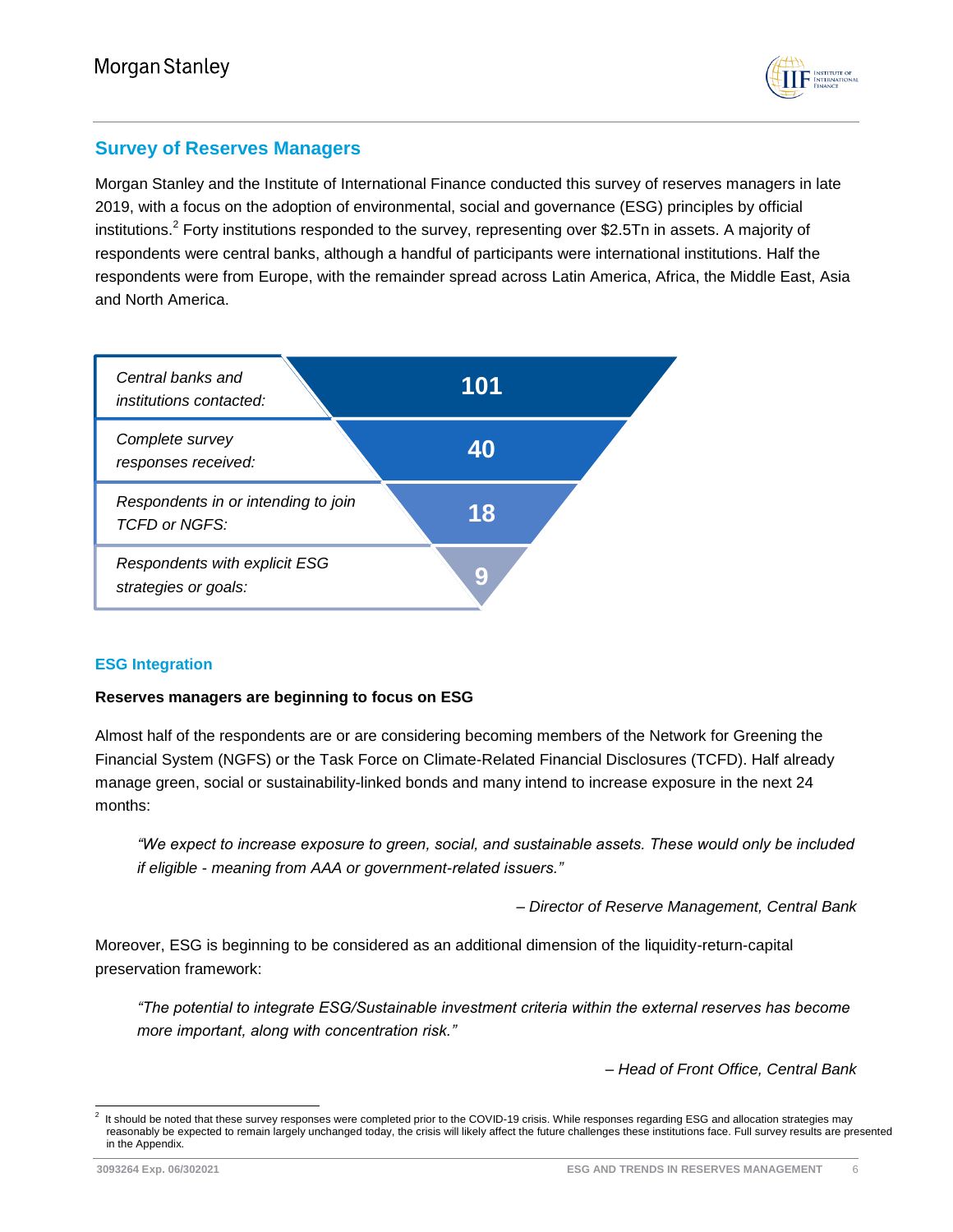## Survey of Reserves Managers

Morgan Stanley and the Institute of International Finance conducted this survey of reserves managers in late 2019, with a focus on the adoption of environmental, social and governance (ESG) principles by official institutions.[2] Forty institutions responded to the survey, representing over $2.5Tn in assets. A majority of respondents were central banks, although a handful of participants were international institutions. Half the respondents were from Europe, with the remainder spread across Latin America, Africa, the Middle East, Asia and North America.

| | |
|---|---|
| *Central banks and institutions contacted:* | 101 |
| *Complete survey responses received:* | 40 |
| *Respondents in or intending to join TCFD or NGFS:* | 18 |
| *Respondents with explicit ESG strategies or goals:* | 9 |

### ESG Integration

**Reserves managers are beginning to focus on ESG**

Almost half of the respondents are or are considering becoming members of the Network for Greening the Financial System (NGFS) or the Task Force on Climate-Related Financial Disclosures (TCFD). Half already manage green, social or sustainability-linked bonds and many intend to increase exposure in the next 24 months:

> *"We expect to increase exposure to green, social, and sustainable assets. These would only be included if eligible - meaning from AAA or government-related issuers."*
>
> *– Director of Reserve Management, Central Bank*

Moreover, ESG is beginning to be considered as an additional dimension of the liquidity-return-capital preservation framework:

> *"The potential to integrate ESG/Sustainable investment criteria within the external reserves has become more important, along with concentration risk."*
>
> *– Head of Front Office, Central Bank*

[2] It should be noted that these survey responses were completed prior to the COVID-19 crisis. While responses regarding ESG and allocation strategies may reasonably be expected to remain largely unchanged today, the crisis will likely affect the future challenges these institutions face. Full survey results are presented in the Appendix.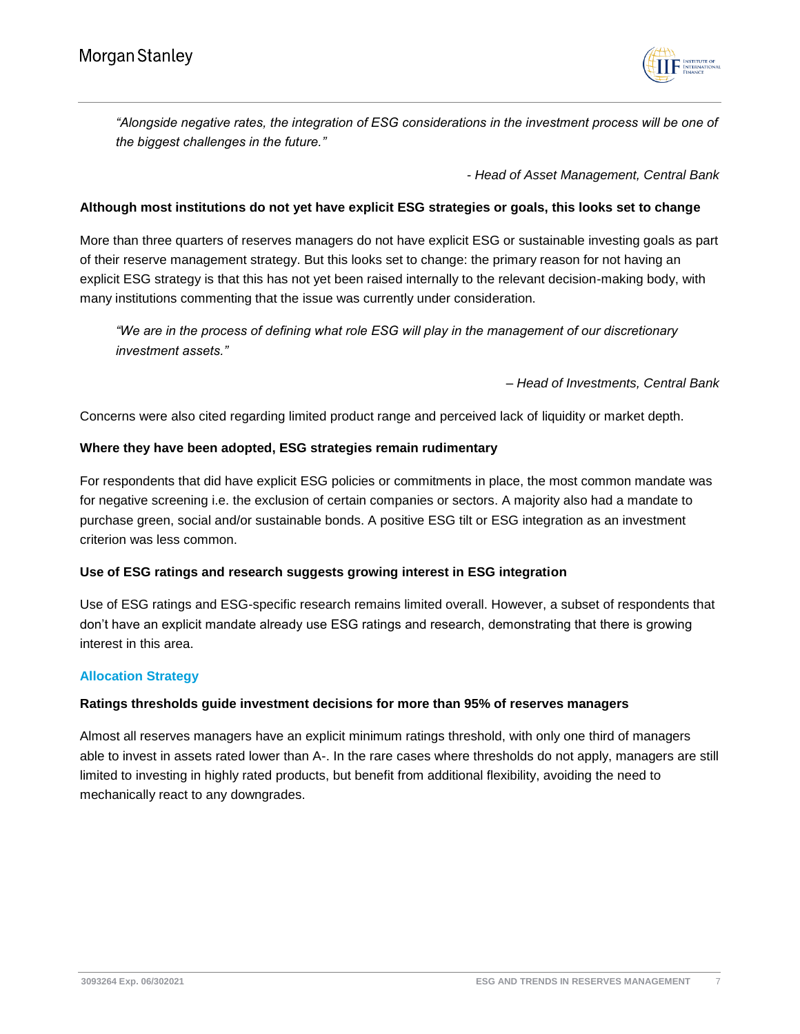*"Alongside negative rates, the integration of ESG considerations in the investment process will be one of the biggest challenges in the future."*

*- Head of Asset Management, Central Bank*

**Although most institutions do not yet have explicit ESG strategies or goals, this looks set to change**

More than three quarters of reserves managers do not have explicit ESG or sustainable investing goals as part of their reserve management strategy. But this looks set to change: the primary reason for not having an explicit ESG strategy is that this has not yet been raised internally to the relevant decision-making body, with many institutions commenting that the issue was currently under consideration.

*"We are in the process of defining what role ESG will play in the management of our discretionary investment assets."*

*– Head of Investments, Central Bank*

Concerns were also cited regarding limited product range and perceived lack of liquidity or market depth.

**Where they have been adopted, ESG strategies remain rudimentary**

For respondents that did have explicit ESG policies or commitments in place, the most common mandate was for negative screening i.e. the exclusion of certain companies or sectors. A majority also had a mandate to purchase green, social and/or sustainable bonds. A positive ESG tilt or ESG integration as an investment criterion was less common.

**Use of ESG ratings and research suggests growing interest in ESG integration**

Use of ESG ratings and ESG-specific research remains limited overall. However, a subset of respondents that don't have an explicit mandate already use ESG ratings and research, demonstrating that there is growing interest in this area.

## Allocation Strategy

**Ratings thresholds guide investment decisions for more than 95% of reserves managers**

Almost all reserves managers have an explicit minimum ratings threshold, with only one third of managers able to invest in assets rated lower than A-. In the rare cases where thresholds do not apply, managers are still limited to investing in highly rated products, but benefit from additional flexibility, avoiding the need to mechanically react to any downgrades.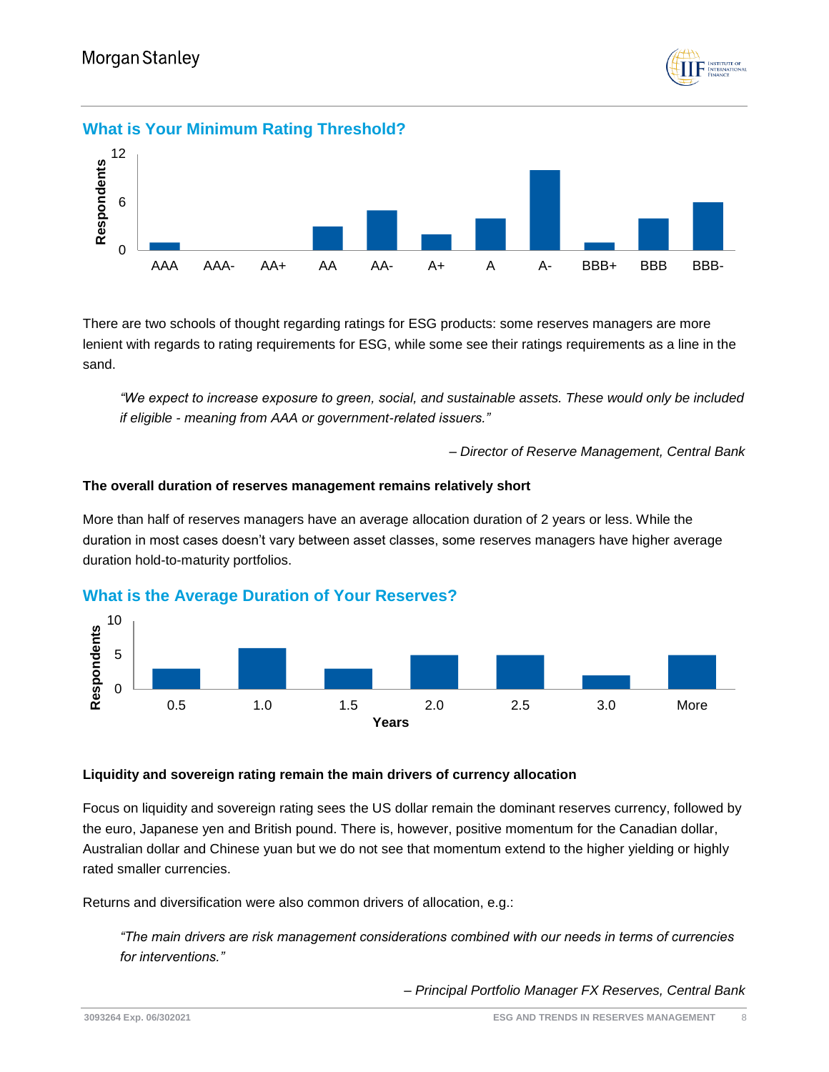### What is Your Minimum Rating Threshold?

There are two schools of thought regarding ratings for ESG products: some reserves managers are more lenient with regards to rating requirements for ESG, while some see their ratings requirements as a line in the sand.

> *"We expect to increase exposure to green, social, and sustainable assets. These would only be included if eligible - meaning from AAA or government-related issuers."*
>
> *– Director of Reserve Management, Central Bank*

**The overall duration of reserves management remains relatively short**

More than half of reserves managers have an average allocation duration of 2 years or less. While the duration in most cases doesn't vary between asset classes, some reserves managers have higher average duration hold-to-maturity portfolios.

### What is the Average Duration of Your Reserves?

**Liquidity and sovereign rating remain the main drivers of currency allocation**

Focus on liquidity and sovereign rating sees the US dollar remain the dominant reserves currency, followed by the euro, Japanese yen and British pound. There is, however, positive momentum for the Canadian dollar, Australian dollar and Chinese yuan but we do not see that momentum extend to the higher yielding or highly rated smaller currencies.

Returns and diversification were also common drivers of allocation, e.g.:

> *"The main drivers are risk management considerations combined with our needs in terms of currencies for interventions."*
>
> *– Principal Portfolio Manager FX Reserves, Central Bank*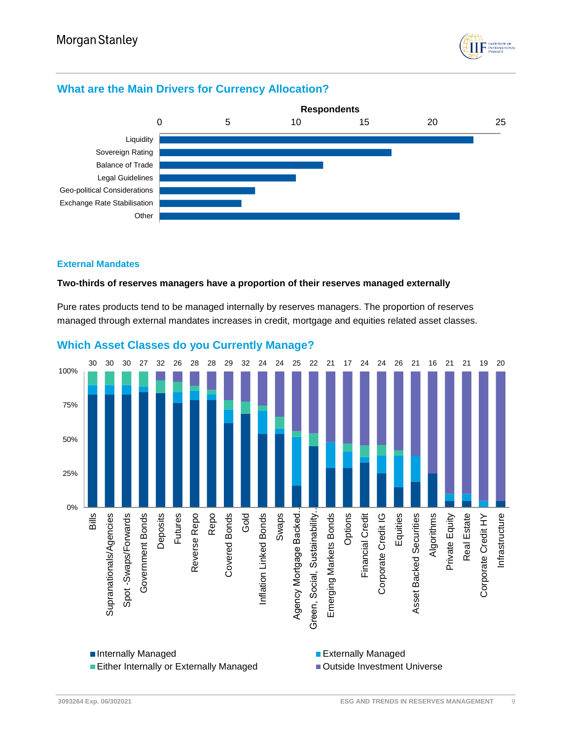## What are the Main Drivers for Currency Allocation?

| Driver | Respondents |
|---|---|
| Liquidity | 23 |
| Sovereign Rating | 17 |
| Balance of Trade | 12 |
| Legal Guidelines | 10 |
| Geo-political Considerations | 7 |
| Exchange Rate Stabilisation | 6 |
| Other | 22 |

### External Mandates

**Two-thirds of reserves managers have a proportion of their reserves managed externally**

Pure rates products tend to be managed internally by reserves managers. The proportion of reserves managed through external mandates increases in credit, mortgage and equities related asset classes.

## Which Asset Classes do you Currently Manage?

| Asset Class | Respondents |
|---|---|
| Bills | 30 |
| Supranationals/Agencies | 30 |
| Spot -Swaps/Forwards | 30 |
| Government Bonds | 27 |
| Deposits | 32 |
| Futures | 26 |
| Reverse Repo | 28 |
| Repo | 28 |
| Covered Bonds | 29 |
| Gold | 32 |
| Inflation Linked Bonds | 24 |
| Swaps | 24 |
| Agency Mortgage Backed... | 25 |
| Green, Social, Sustainability... | 22 |
| Emerging Markets Bonds | 21 |
| Options | 17 |
| Financial Credit | 24 |
| Corporate Credit IG | 24 |
| Equities | 26 |
| Asset Backed Securities | 21 |
| Algorithms | 16 |
| Private Equity | 21 |
| Real Estate | 21 |
| Corporate Credit HY | 19 |
| Infrastructure | 20 |

Legend: Internally Managed; Externally Managed; Either Internally or Externally Managed; Outside Investment Universe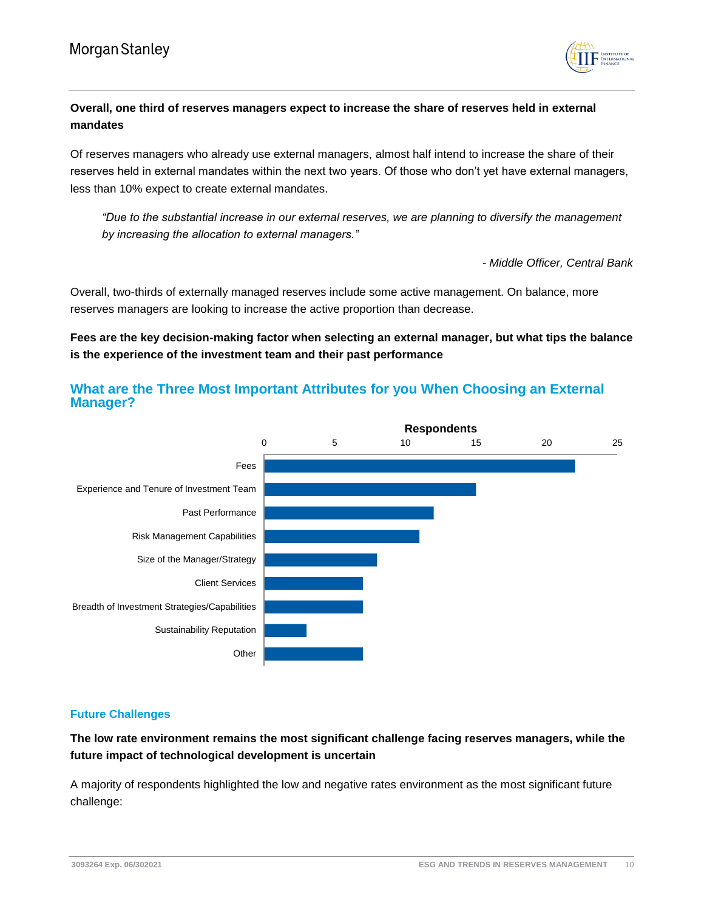**Overall, one third of reserves managers expect to increase the share of reserves held in external mandates**

Of reserves managers who already use external managers, almost half intend to increase the share of their reserves held in external mandates within the next two years. Of those who don't yet have external managers, less than 10% expect to create external mandates.

> *"Due to the substantial increase in our external reserves, we are planning to diversify the management by increasing the allocation to external managers."*
>
> *- Middle Officer, Central Bank*

Overall, two-thirds of externally managed reserves include some active management. On balance, more reserves managers are looking to increase the active proportion than decrease.

**Fees are the key decision-making factor when selecting an external manager, but what tips the balance is the experience of the investment team and their past performance**

## What are the Three Most Important Attributes for you When Choosing an External Manager?

| Attribute | Respondents |
|---|---|
| Fees | 22 |
| Experience and Tenure of Investment Team | 15 |
| Past Performance | 12 |
| Risk Management Capabilities | 11 |
| Size of the Manager/Strategy | 8 |
| Client Services | 7 |
| Breadth of Investment Strategies/Capabilities | 7 |
| Sustainability Reputation | 3 |
| Other | 7 |

### Future Challenges

**The low rate environment remains the most significant challenge facing reserves managers, while the future impact of technological development is uncertain**

A majority of respondents highlighted the low and negative rates environment as the most significant future challenge: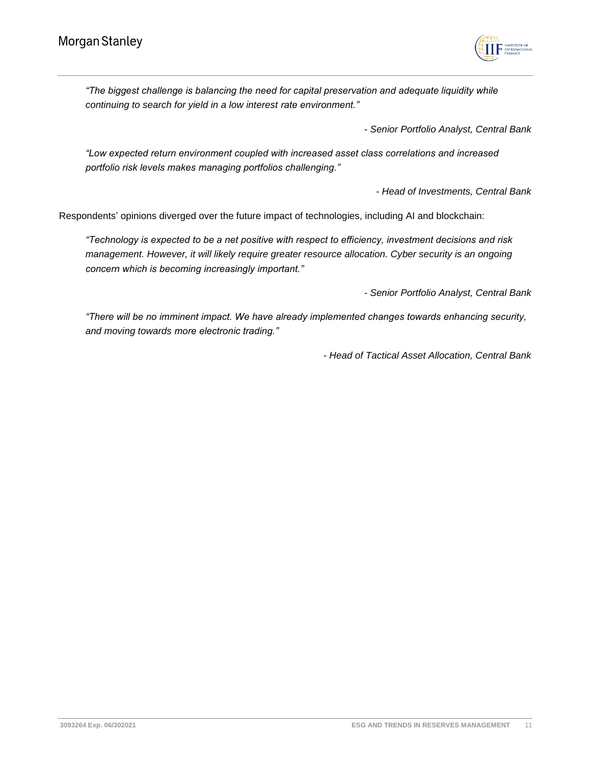*"The biggest challenge is balancing the need for capital preservation and adequate liquidity while continuing to search for yield in a low interest rate environment."*

*- Senior Portfolio Analyst, Central Bank*

*"Low expected return environment coupled with increased asset class correlations and increased portfolio risk levels makes managing portfolios challenging."*

*- Head of Investments, Central Bank*

Respondents' opinions diverged over the future impact of technologies, including AI and blockchain:

*"Technology is expected to be a net positive with respect to efficiency, investment decisions and risk management. However, it will likely require greater resource allocation. Cyber security is an ongoing concern which is becoming increasingly important."*

*- Senior Portfolio Analyst, Central Bank*

*"There will be no imminent impact. We have already implemented changes towards enhancing security, and moving towards more electronic trading."*

*- Head of Tactical Asset Allocation, Central Bank*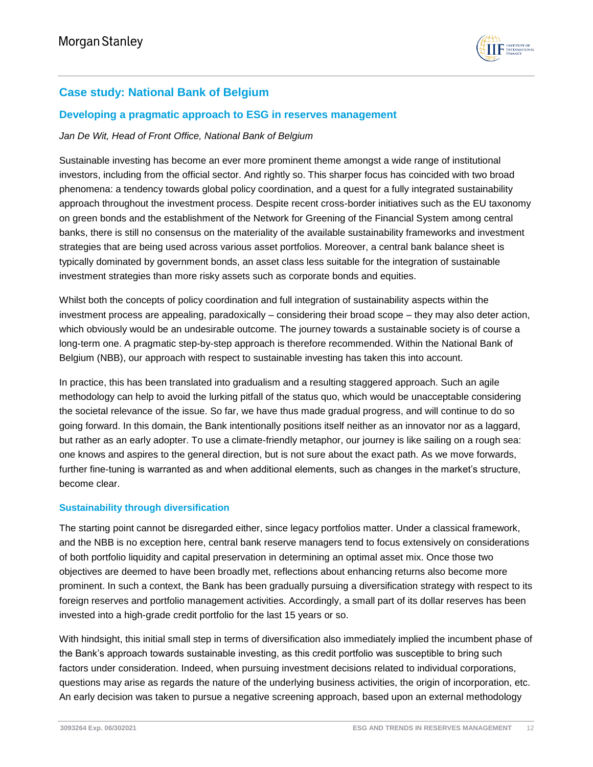## Case study: National Bank of Belgium

### Developing a pragmatic approach to ESG in reserves management

*Jan De Wit, Head of Front Office, National Bank of Belgium*

Sustainable investing has become an ever more prominent theme amongst a wide range of institutional investors, including from the official sector. And rightly so. This sharper focus has coincided with two broad phenomena: a tendency towards global policy coordination, and a quest for a fully integrated sustainability approach throughout the investment process. Despite recent cross-border initiatives such as the EU taxonomy on green bonds and the establishment of the Network for Greening of the Financial System among central banks, there is still no consensus on the materiality of the available sustainability frameworks and investment strategies that are being used across various asset portfolios. Moreover, a central bank balance sheet is typically dominated by government bonds, an asset class less suitable for the integration of sustainable investment strategies than more risky assets such as corporate bonds and equities.

Whilst both the concepts of policy coordination and full integration of sustainability aspects within the investment process are appealing, paradoxically – considering their broad scope – they may also deter action, which obviously would be an undesirable outcome. The journey towards a sustainable society is of course a long-term one. A pragmatic step-by-step approach is therefore recommended. Within the National Bank of Belgium (NBB), our approach with respect to sustainable investing has taken this into account.

In practice, this has been translated into gradualism and a resulting staggered approach. Such an agile methodology can help to avoid the lurking pitfall of the status quo, which would be unacceptable considering the societal relevance of the issue. So far, we have thus made gradual progress, and will continue to do so going forward. In this domain, the Bank intentionally positions itself neither as an innovator nor as a laggard, but rather as an early adopter. To use a climate-friendly metaphor, our journey is like sailing on a rough sea: one knows and aspires to the general direction, but is not sure about the exact path. As we move forwards, further fine-tuning is warranted as and when additional elements, such as changes in the market's structure, become clear.

#### Sustainability through diversification

The starting point cannot be disregarded either, since legacy portfolios matter. Under a classical framework, and the NBB is no exception here, central bank reserve managers tend to focus extensively on considerations of both portfolio liquidity and capital preservation in determining an optimal asset mix. Once those two objectives are deemed to have been broadly met, reflections about enhancing returns also become more prominent. In such a context, the Bank has been gradually pursuing a diversification strategy with respect to its foreign reserves and portfolio management activities. Accordingly, a small part of its dollar reserves has been invested into a high-grade credit portfolio for the last 15 years or so.

With hindsight, this initial small step in terms of diversification also immediately implied the incumbent phase of the Bank's approach towards sustainable investing, as this credit portfolio was susceptible to bring such factors under consideration. Indeed, when pursuing investment decisions related to individual corporations, questions may arise as regards the nature of the underlying business activities, the origin of incorporation, etc. An early decision was taken to pursue a negative screening approach, based upon an external methodology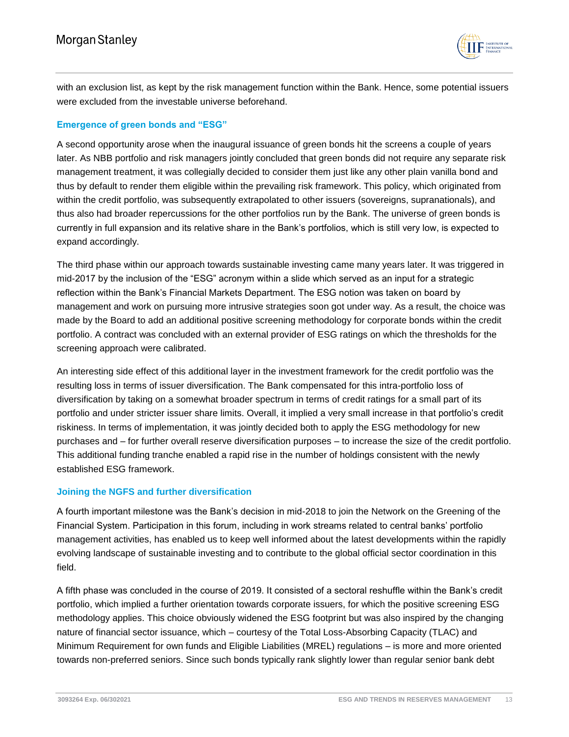with an exclusion list, as kept by the risk management function within the Bank. Hence, some potential issuers were excluded from the investable universe beforehand.

### Emergence of green bonds and "ESG"

A second opportunity arose when the inaugural issuance of green bonds hit the screens a couple of years later. As NBB portfolio and risk managers jointly concluded that green bonds did not require any separate risk management treatment, it was collegially decided to consider them just like any other plain vanilla bond and thus by default to render them eligible within the prevailing risk framework. This policy, which originated from within the credit portfolio, was subsequently extrapolated to other issuers (sovereigns, supranationals), and thus also had broader repercussions for the other portfolios run by the Bank. The universe of green bonds is currently in full expansion and its relative share in the Bank's portfolios, which is still very low, is expected to expand accordingly.

The third phase within our approach towards sustainable investing came many years later. It was triggered in mid-2017 by the inclusion of the "ESG" acronym within a slide which served as an input for a strategic reflection within the Bank's Financial Markets Department. The ESG notion was taken on board by management and work on pursuing more intrusive strategies soon got under way. As a result, the choice was made by the Board to add an additional positive screening methodology for corporate bonds within the credit portfolio. A contract was concluded with an external provider of ESG ratings on which the thresholds for the screening approach were calibrated.

An interesting side effect of this additional layer in the investment framework for the credit portfolio was the resulting loss in terms of issuer diversification. The Bank compensated for this intra-portfolio loss of diversification by taking on a somewhat broader spectrum in terms of credit ratings for a small part of its portfolio and under stricter issuer share limits. Overall, it implied a very small increase in that portfolio's credit riskiness. In terms of implementation, it was jointly decided both to apply the ESG methodology for new purchases and – for further overall reserve diversification purposes – to increase the size of the credit portfolio. This additional funding tranche enabled a rapid rise in the number of holdings consistent with the newly established ESG framework.

### Joining the NGFS and further diversification

A fourth important milestone was the Bank's decision in mid-2018 to join the Network on the Greening of the Financial System. Participation in this forum, including in work streams related to central banks' portfolio management activities, has enabled us to keep well informed about the latest developments within the rapidly evolving landscape of sustainable investing and to contribute to the global official sector coordination in this field.

A fifth phase was concluded in the course of 2019. It consisted of a sectoral reshuffle within the Bank's credit portfolio, which implied a further orientation towards corporate issuers, for which the positive screening ESG methodology applies. This choice obviously widened the ESG footprint but was also inspired by the changing nature of financial sector issuance, which – courtesy of the Total Loss-Absorbing Capacity (TLAC) and Minimum Requirement for own funds and Eligible Liabilities (MREL) regulations – is more and more oriented towards non-preferred seniors. Since such bonds typically rank slightly lower than regular senior bank debt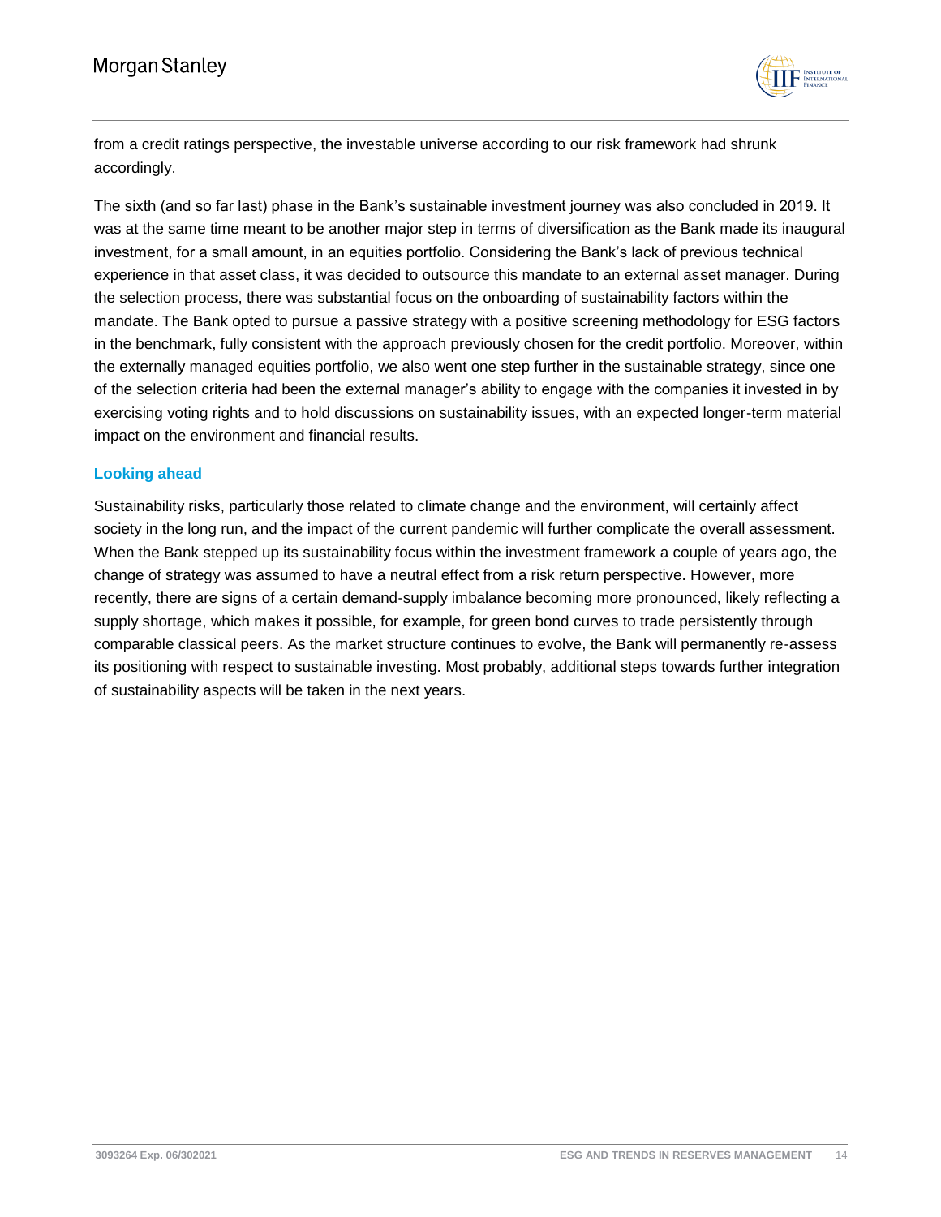from a credit ratings perspective, the investable universe according to our risk framework had shrunk accordingly.

The sixth (and so far last) phase in the Bank's sustainable investment journey was also concluded in 2019. It was at the same time meant to be another major step in terms of diversification as the Bank made its inaugural investment, for a small amount, in an equities portfolio. Considering the Bank's lack of previous technical experience in that asset class, it was decided to outsource this mandate to an external asset manager. During the selection process, there was substantial focus on the onboarding of sustainability factors within the mandate. The Bank opted to pursue a passive strategy with a positive screening methodology for ESG factors in the benchmark, fully consistent with the approach previously chosen for the credit portfolio. Moreover, within the externally managed equities portfolio, we also went one step further in the sustainable strategy, since one of the selection criteria had been the external manager's ability to engage with the companies it invested in by exercising voting rights and to hold discussions on sustainability issues, with an expected longer-term material impact on the environment and financial results.

### Looking ahead

Sustainability risks, particularly those related to climate change and the environment, will certainly affect society in the long run, and the impact of the current pandemic will further complicate the overall assessment. When the Bank stepped up its sustainability focus within the investment framework a couple of years ago, the change of strategy was assumed to have a neutral effect from a risk return perspective. However, more recently, there are signs of a certain demand-supply imbalance becoming more pronounced, likely reflecting a supply shortage, which makes it possible, for example, for green bond curves to trade persistently through comparable classical peers. As the market structure continues to evolve, the Bank will permanently re-assess its positioning with respect to sustainable investing. Most probably, additional steps towards further integration of sustainability aspects will be taken in the next years.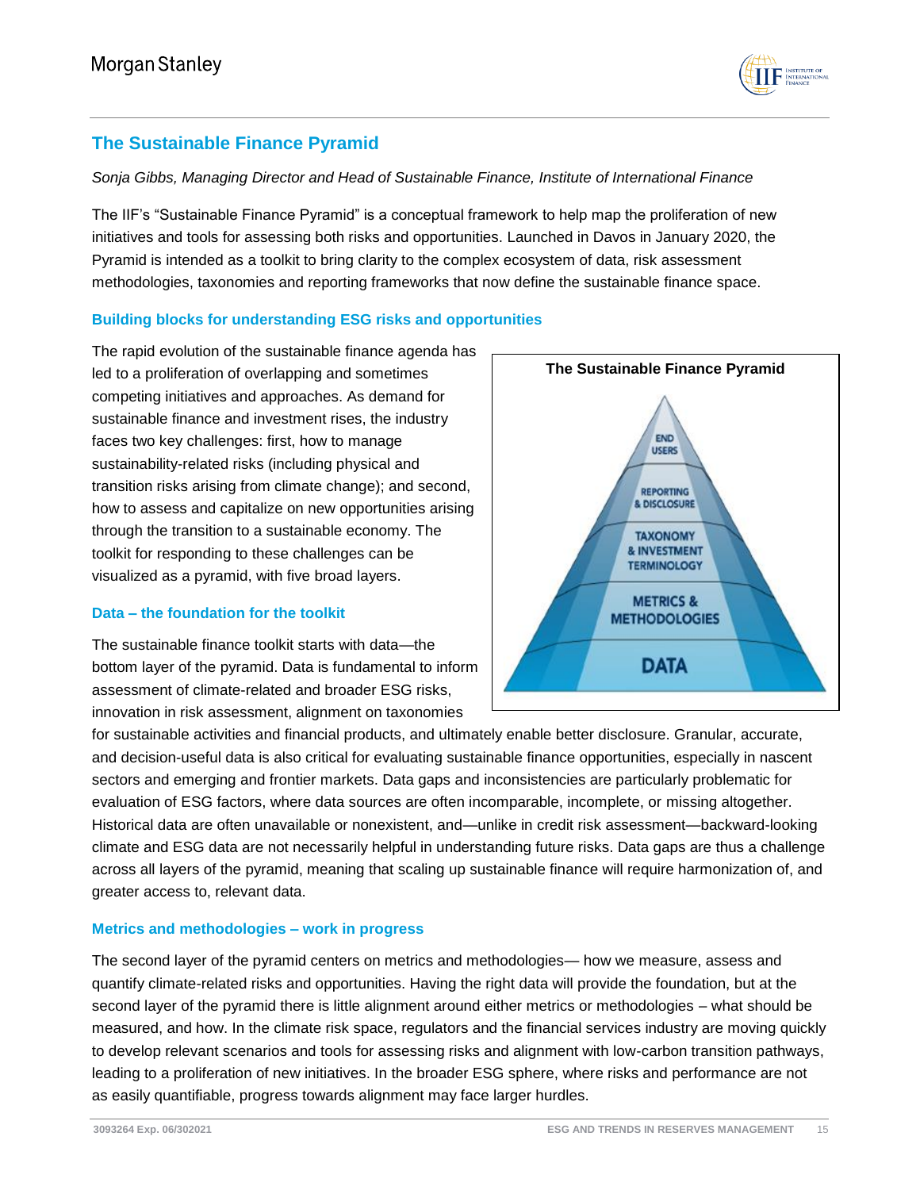## The Sustainable Finance Pyramid

*Sonja Gibbs, Managing Director and Head of Sustainable Finance, Institute of International Finance*

The IIF's "Sustainable Finance Pyramid" is a conceptual framework to help map the proliferation of new initiatives and tools for assessing both risks and opportunities. Launched in Davos in January 2020, the Pyramid is intended as a toolkit to bring clarity to the complex ecosystem of data, risk assessment methodologies, taxonomies and reporting frameworks that now define the sustainable finance space.

### Building blocks for understanding ESG risks and opportunities

The rapid evolution of the sustainable finance agenda has led to a proliferation of overlapping and sometimes competing initiatives and approaches. As demand for sustainable finance and investment rises, the industry faces two key challenges: first, how to manage sustainability-related risks (including physical and transition risks arising from climate change); and second, how to assess and capitalize on new opportunities arising through the transition to a sustainable economy. The toolkit for responding to these challenges can be visualized as a pyramid, with five broad layers.

**The Sustainable Finance Pyramid**

- END USERS
- REPORTING & DISCLOSURE
- TAXONOMY & INVESTMENT TERMINOLOGY
- METRICS & METHODOLOGIES
- DATA

### Data – the foundation for the toolkit

The sustainable finance toolkit starts with data—the bottom layer of the pyramid. Data is fundamental to inform assessment of climate-related and broader ESG risks, innovation in risk assessment, alignment on taxonomies for sustainable activities and financial products, and ultimately enable better disclosure. Granular, accurate, and decision-useful data is also critical for evaluating sustainable finance opportunities, especially in nascent sectors and emerging and frontier markets. Data gaps and inconsistencies are particularly problematic for evaluation of ESG factors, where data sources are often incomparable, incomplete, or missing altogether. Historical data are often unavailable or nonexistent, and—unlike in credit risk assessment—backward-looking climate and ESG data are not necessarily helpful in understanding future risks. Data gaps are thus a challenge across all layers of the pyramid, meaning that scaling up sustainable finance will require harmonization of, and greater access to, relevant data.

### Metrics and methodologies – work in progress

The second layer of the pyramid centers on metrics and methodologies— how we measure, assess and quantify climate-related risks and opportunities. Having the right data will provide the foundation, but at the second layer of the pyramid there is little alignment around either metrics or methodologies – what should be measured, and how. In the climate risk space, regulators and the financial services industry are moving quickly to develop relevant scenarios and tools for assessing risks and alignment with low-carbon transition pathways, leading to a proliferation of new initiatives. In the broader ESG sphere, where risks and performance are not as easily quantifiable, progress towards alignment may face larger hurdles.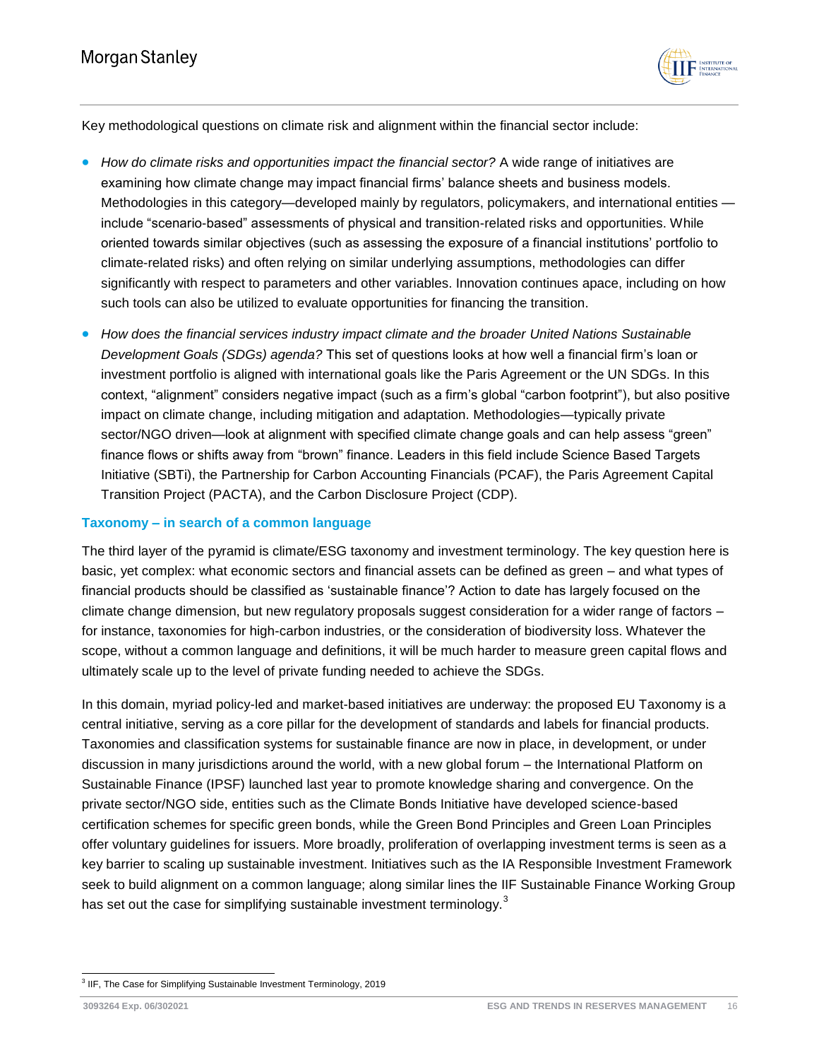Key methodological questions on climate risk and alignment within the financial sector include:

- *How do climate risks and opportunities impact the financial sector?* A wide range of initiatives are examining how climate change may impact financial firms' balance sheets and business models. Methodologies in this category—developed mainly by regulators, policymakers, and international entities — include "scenario-based" assessments of physical and transition-related risks and opportunities. While oriented towards similar objectives (such as assessing the exposure of a financial institutions' portfolio to climate-related risks) and often relying on similar underlying assumptions, methodologies can differ significantly with respect to parameters and other variables. Innovation continues apace, including on how such tools can also be utilized to evaluate opportunities for financing the transition.
- *How does the financial services industry impact climate and the broader United Nations Sustainable Development Goals (SDGs) agenda?* This set of questions looks at how well a financial firm's loan or investment portfolio is aligned with international goals like the Paris Agreement or the UN SDGs. In this context, "alignment" considers negative impact (such as a firm's global "carbon footprint"), but also positive impact on climate change, including mitigation and adaptation. Methodologies—typically private sector/NGO driven—look at alignment with specified climate change goals and can help assess "green" finance flows or shifts away from "brown" finance. Leaders in this field include Science Based Targets Initiative (SBTi), the Partnership for Carbon Accounting Financials (PCAF), the Paris Agreement Capital Transition Project (PACTA), and the Carbon Disclosure Project (CDP).

### Taxonomy – in search of a common language

The third layer of the pyramid is climate/ESG taxonomy and investment terminology. The key question here is basic, yet complex: what economic sectors and financial assets can be defined as green – and what types of financial products should be classified as 'sustainable finance'? Action to date has largely focused on the climate change dimension, but new regulatory proposals suggest consideration for a wider range of factors – for instance, taxonomies for high-carbon industries, or the consideration of biodiversity loss. Whatever the scope, without a common language and definitions, it will be much harder to measure green capital flows and ultimately scale up to the level of private funding needed to achieve the SDGs.

In this domain, myriad policy-led and market-based initiatives are underway: the proposed EU Taxonomy is a central initiative, serving as a core pillar for the development of standards and labels for financial products. Taxonomies and classification systems for sustainable finance are now in place, in development, or under discussion in many jurisdictions around the world, with a new global forum – the International Platform on Sustainable Finance (IPSF) launched last year to promote knowledge sharing and convergence. On the private sector/NGO side, entities such as the Climate Bonds Initiative have developed science-based certification schemes for specific green bonds, while the Green Bond Principles and Green Loan Principles offer voluntary guidelines for issuers. More broadly, proliferation of overlapping investment terms is seen as a key barrier to scaling up sustainable investment. Initiatives such as the IA Responsible Investment Framework seek to build alignment on a common language; along similar lines the IIF Sustainable Finance Working Group has set out the case for simplifying sustainable investment terminology.[3]

[3] IIF, The Case for Simplifying Sustainable Investment Terminology, 2019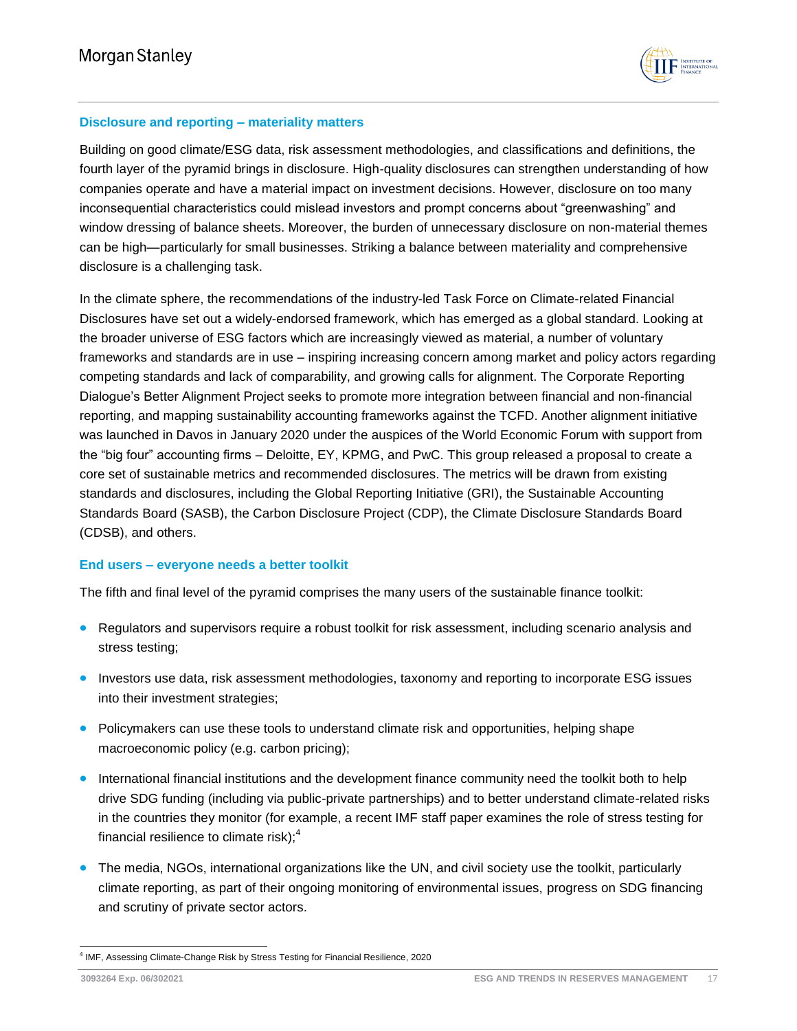### Disclosure and reporting – materiality matters

Building on good climate/ESG data, risk assessment methodologies, and classifications and definitions, the fourth layer of the pyramid brings in disclosure. High-quality disclosures can strengthen understanding of how companies operate and have a material impact on investment decisions. However, disclosure on too many inconsequential characteristics could mislead investors and prompt concerns about "greenwashing" and window dressing of balance sheets. Moreover, the burden of unnecessary disclosure on non-material themes can be high—particularly for small businesses. Striking a balance between materiality and comprehensive disclosure is a challenging task.

In the climate sphere, the recommendations of the industry-led Task Force on Climate-related Financial Disclosures have set out a widely-endorsed framework, which has emerged as a global standard. Looking at the broader universe of ESG factors which are increasingly viewed as material, a number of voluntary frameworks and standards are in use – inspiring increasing concern among market and policy actors regarding competing standards and lack of comparability, and growing calls for alignment. The Corporate Reporting Dialogue's Better Alignment Project seeks to promote more integration between financial and non-financial reporting, and mapping sustainability accounting frameworks against the TCFD. Another alignment initiative was launched in Davos in January 2020 under the auspices of the World Economic Forum with support from the "big four" accounting firms – Deloitte, EY, KPMG, and PwC. This group released a proposal to create a core set of sustainable metrics and recommended disclosures. The metrics will be drawn from existing standards and disclosures, including the Global Reporting Initiative (GRI), the Sustainable Accounting Standards Board (SASB), the Carbon Disclosure Project (CDP), the Climate Disclosure Standards Board (CDSB), and others.

### End users – everyone needs a better toolkit

The fifth and final level of the pyramid comprises the many users of the sustainable finance toolkit:

- Regulators and supervisors require a robust toolkit for risk assessment, including scenario analysis and stress testing;
- Investors use data, risk assessment methodologies, taxonomy and reporting to incorporate ESG issues into their investment strategies;
- Policymakers can use these tools to understand climate risk and opportunities, helping shape macroeconomic policy (e.g. carbon pricing);
- International financial institutions and the development finance community need the toolkit both to help drive SDG funding (including via public-private partnerships) and to better understand climate-related risks in the countries they monitor (for example, a recent IMF staff paper examines the role of stress testing for financial resilience to climate risk);[4]
- The media, NGOs, international organizations like the UN, and civil society use the toolkit, particularly climate reporting, as part of their ongoing monitoring of environmental issues, progress on SDG financing and scrutiny of private sector actors.

[4] IMF, Assessing Climate-Change Risk by Stress Testing for Financial Resilience, 2020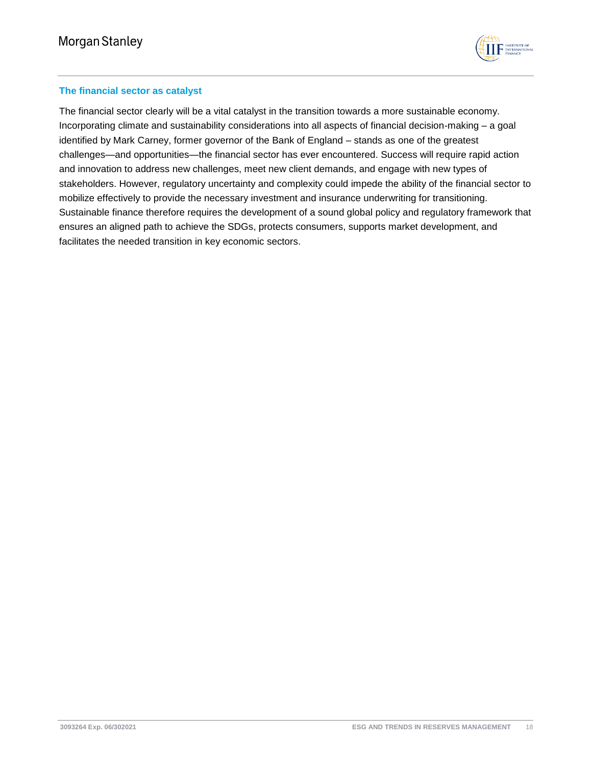### The financial sector as catalyst

The financial sector clearly will be a vital catalyst in the transition towards a more sustainable economy. Incorporating climate and sustainability considerations into all aspects of financial decision-making – a goal identified by Mark Carney, former governor of the Bank of England – stands as one of the greatest challenges—and opportunities—the financial sector has ever encountered. Success will require rapid action and innovation to address new challenges, meet new client demands, and engage with new types of stakeholders. However, regulatory uncertainty and complexity could impede the ability of the financial sector to mobilize effectively to provide the necessary investment and insurance underwriting for transitioning. Sustainable finance therefore requires the development of a sound global policy and regulatory framework that ensures an aligned path to achieve the SDGs, protects consumers, supports market development, and facilitates the needed transition in key economic sectors.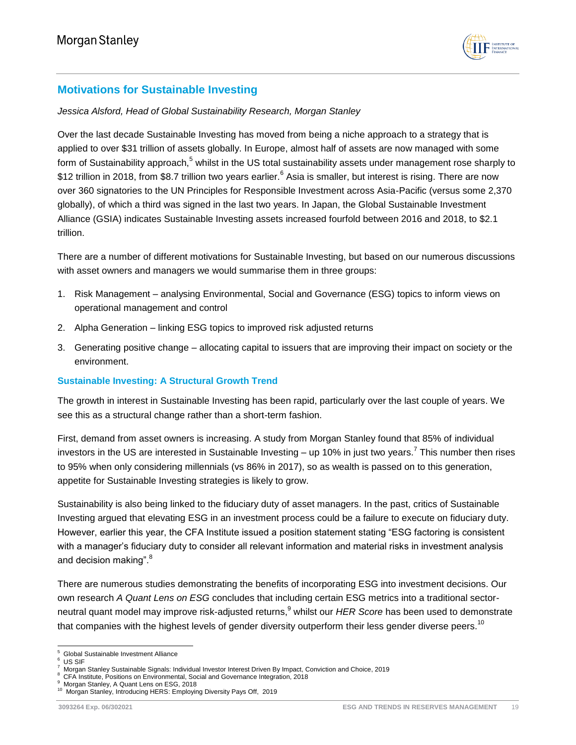## Motivations for Sustainable Investing

*Jessica Alsford, Head of Global Sustainability Research, Morgan Stanley*

Over the last decade Sustainable Investing has moved from being a niche approach to a strategy that is applied to over $31 trillion of assets globally. In Europe, almost half of assets are now managed with some form of Sustainability approach,[5] whilst in the US total sustainability assets under management rose sharply to $12 trillion in 2018, from $8.7 trillion two years earlier.[6] Asia is smaller, but interest is rising. There are now over 360 signatories to the UN Principles for Responsible Investment across Asia-Pacific (versus some 2,370 globally), of which a third was signed in the last two years. In Japan, the Global Sustainable Investment Alliance (GSIA) indicates Sustainable Investing assets increased fourfold between 2016 and 2018, to $2.1 trillion.

There are a number of different motivations for Sustainable Investing, but based on our numerous discussions with asset owners and managers we would summarise them in three groups:

1. Risk Management – analysing Environmental, Social and Governance (ESG) topics to inform views on operational management and control
2. Alpha Generation – linking ESG topics to improved risk adjusted returns
3. Generating positive change – allocating capital to issuers that are improving their impact on society or the environment.

### Sustainable Investing: A Structural Growth Trend

The growth in interest in Sustainable Investing has been rapid, particularly over the last couple of years. We see this as a structural change rather than a short-term fashion.

First, demand from asset owners is increasing. A study from Morgan Stanley found that 85% of individual investors in the US are interested in Sustainable Investing – up 10% in just two years.[7] This number then rises to 95% when only considering millennials (vs 86% in 2017), so as wealth is passed on to this generation, appetite for Sustainable Investing strategies is likely to grow.

Sustainability is also being linked to the fiduciary duty of asset managers. In the past, critics of Sustainable Investing argued that elevating ESG in an investment process could be a failure to execute on fiduciary duty. However, earlier this year, the CFA Institute issued a position statement stating "ESG factoring is consistent with a manager's fiduciary duty to consider all relevant information and material risks in investment analysis and decision making".[8]

There are numerous studies demonstrating the benefits of incorporating ESG into investment decisions. Our own research *A Quant Lens on ESG* concludes that including certain ESG metrics into a traditional sector-neutral quant model may improve risk-adjusted returns,[9] whilst our *HER Score* has been used to demonstrate that companies with the highest levels of gender diversity outperform their less gender diverse peers.[10]

---

[5] Global Sustainable Investment Alliance
[6] US SIF
[7] Morgan Stanley Sustainable Signals: Individual Investor Interest Driven By Impact, Conviction and Choice, 2019
[8] CFA Institute, Positions on Environmental, Social and Governance Integration, 2018
[9] Morgan Stanley, A Quant Lens on ESG, 2018
[10] Morgan Stanley, Introducing HERS: Employing Diversity Pays Off, 2019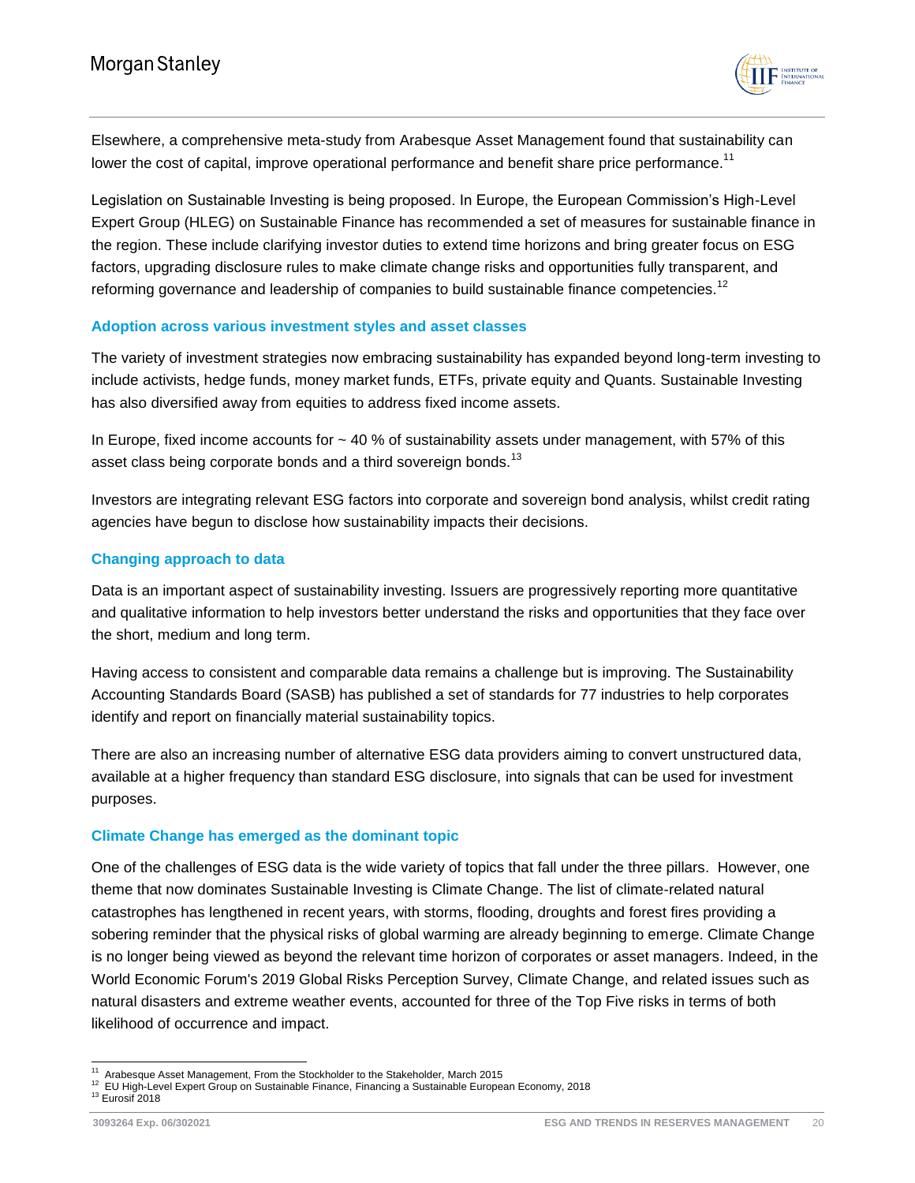Elsewhere, a comprehensive meta-study from Arabesque Asset Management found that sustainability can lower the cost of capital, improve operational performance and benefit share price performance.[11]

Legislation on Sustainable Investing is being proposed. In Europe, the European Commission's High-Level Expert Group (HLEG) on Sustainable Finance has recommended a set of measures for sustainable finance in the region. These include clarifying investor duties to extend time horizons and bring greater focus on ESG factors, upgrading disclosure rules to make climate change risks and opportunities fully transparent, and reforming governance and leadership of companies to build sustainable finance competencies.[12]

### Adoption across various investment styles and asset classes

The variety of investment strategies now embracing sustainability has expanded beyond long-term investing to include activists, hedge funds, money market funds, ETFs, private equity and Quants. Sustainable Investing has also diversified away from equities to address fixed income assets.

In Europe, fixed income accounts for ~ 40 % of sustainability assets under management, with 57% of this asset class being corporate bonds and a third sovereign bonds.[13]

Investors are integrating relevant ESG factors into corporate and sovereign bond analysis, whilst credit rating agencies have begun to disclose how sustainability impacts their decisions.

### Changing approach to data

Data is an important aspect of sustainability investing. Issuers are progressively reporting more quantitative and qualitative information to help investors better understand the risks and opportunities that they face over the short, medium and long term.

Having access to consistent and comparable data remains a challenge but is improving. The Sustainability Accounting Standards Board (SASB) has published a set of standards for 77 industries to help corporates identify and report on financially material sustainability topics.

There are also an increasing number of alternative ESG data providers aiming to convert unstructured data, available at a higher frequency than standard ESG disclosure, into signals that can be used for investment purposes.

### Climate Change has emerged as the dominant topic

One of the challenges of ESG data is the wide variety of topics that fall under the three pillars. However, one theme that now dominates Sustainable Investing is Climate Change. The list of climate-related natural catastrophes has lengthened in recent years, with storms, flooding, droughts and forest fires providing a sobering reminder that the physical risks of global warming are already beginning to emerge. Climate Change is no longer being viewed as beyond the relevant time horizon of corporates or asset managers. Indeed, in the World Economic Forum's 2019 Global Risks Perception Survey, Climate Change, and related issues such as natural disasters and extreme weather events, accounted for three of the Top Five risks in terms of both likelihood of occurrence and impact.

---

[11] Arabesque Asset Management, From the Stockholder to the Stakeholder, March 2015
[12] EU High-Level Expert Group on Sustainable Finance, Financing a Sustainable European Economy, 2018
[13] Eurosif 2018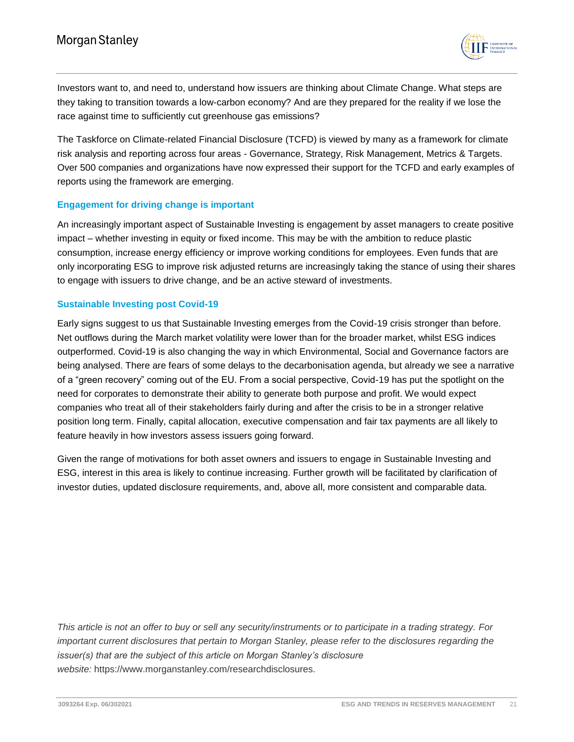Investors want to, and need to, understand how issuers are thinking about Climate Change. What steps are they taking to transition towards a low-carbon economy? And are they prepared for the reality if we lose the race against time to sufficiently cut greenhouse gas emissions?

The Taskforce on Climate-related Financial Disclosure (TCFD) is viewed by many as a framework for climate risk analysis and reporting across four areas - Governance, Strategy, Risk Management, Metrics & Targets. Over 500 companies and organizations have now expressed their support for the TCFD and early examples of reports using the framework are emerging.

### Engagement for driving change is important

An increasingly important aspect of Sustainable Investing is engagement by asset managers to create positive impact – whether investing in equity or fixed income. This may be with the ambition to reduce plastic consumption, increase energy efficiency or improve working conditions for employees. Even funds that are only incorporating ESG to improve risk adjusted returns are increasingly taking the stance of using their shares to engage with issuers to drive change, and be an active steward of investments.

### Sustainable Investing post Covid-19

Early signs suggest to us that Sustainable Investing emerges from the Covid-19 crisis stronger than before. Net outflows during the March market volatility were lower than for the broader market, whilst ESG indices outperformed. Covid-19 is also changing the way in which Environmental, Social and Governance factors are being analysed. There are fears of some delays to the decarbonisation agenda, but already we see a narrative of a "green recovery" coming out of the EU. From a social perspective, Covid-19 has put the spotlight on the need for corporates to demonstrate their ability to generate both purpose and profit. We would expect companies who treat all of their stakeholders fairly during and after the crisis to be in a stronger relative position long term. Finally, capital allocation, executive compensation and fair tax payments are all likely to feature heavily in how investors assess issuers going forward.

Given the range of motivations for both asset owners and issuers to engage in Sustainable Investing and ESG, interest in this area is likely to continue increasing. Further growth will be facilitated by clarification of investor duties, updated disclosure requirements, and, above all, more consistent and comparable data.

*This article is not an offer to buy or sell any security/instruments or to participate in a trading strategy. For important current disclosures that pertain to Morgan Stanley, please refer to the disclosures regarding the issuer(s) that are the subject of this article on Morgan Stanley's disclosure website:* https://www.morganstanley.com/researchdisclosures.

3093264 Exp. 06/302021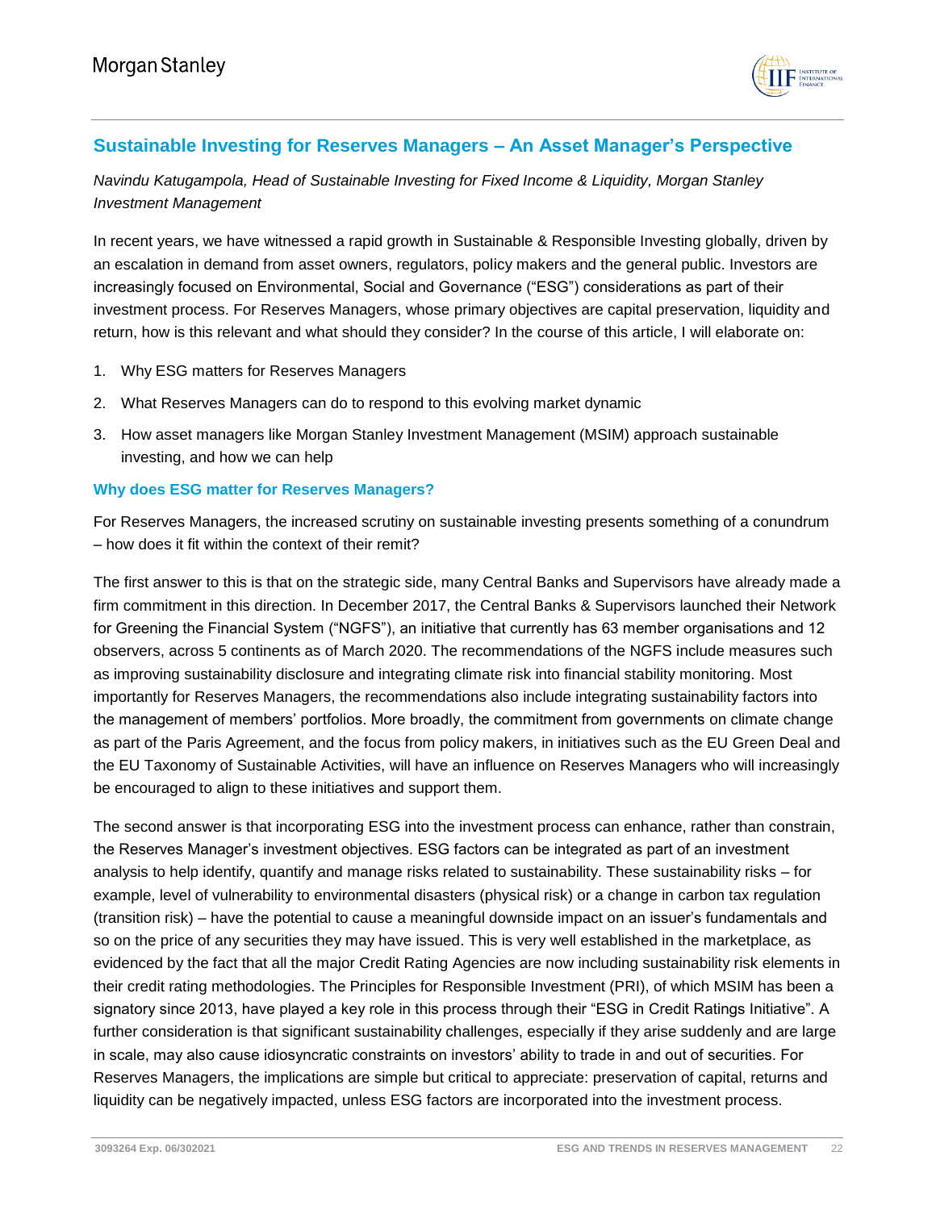## Sustainable Investing for Reserves Managers – An Asset Manager's Perspective

*Navindu Katugampola, Head of Sustainable Investing for Fixed Income & Liquidity, Morgan Stanley Investment Management*

In recent years, we have witnessed a rapid growth in Sustainable & Responsible Investing globally, driven by an escalation in demand from asset owners, regulators, policy makers and the general public. Investors are increasingly focused on Environmental, Social and Governance ("ESG") considerations as part of their investment process. For Reserves Managers, whose primary objectives are capital preservation, liquidity and return, how is this relevant and what should they consider? In the course of this article, I will elaborate on:

1. Why ESG matters for Reserves Managers
2. What Reserves Managers can do to respond to this evolving market dynamic
3. How asset managers like Morgan Stanley Investment Management (MSIM) approach sustainable investing, and how we can help

### Why does ESG matter for Reserves Managers?

For Reserves Managers, the increased scrutiny on sustainable investing presents something of a conundrum – how does it fit within the context of their remit?

The first answer to this is that on the strategic side, many Central Banks and Supervisors have already made a firm commitment in this direction. In December 2017, the Central Banks & Supervisors launched their Network for Greening the Financial System ("NGFS"), an initiative that currently has 63 member organisations and 12 observers, across 5 continents as of March 2020. The recommendations of the NGFS include measures such as improving sustainability disclosure and integrating climate risk into financial stability monitoring. Most importantly for Reserves Managers, the recommendations also include integrating sustainability factors into the management of members' portfolios. More broadly, the commitment from governments on climate change as part of the Paris Agreement, and the focus from policy makers, in initiatives such as the EU Green Deal and the EU Taxonomy of Sustainable Activities, will have an influence on Reserves Managers who will increasingly be encouraged to align to these initiatives and support them.

The second answer is that incorporating ESG into the investment process can enhance, rather than constrain, the Reserves Manager's investment objectives. ESG factors can be integrated as part of an investment analysis to help identify, quantify and manage risks related to sustainability. These sustainability risks – for example, level of vulnerability to environmental disasters (physical risk) or a change in carbon tax regulation (transition risk) – have the potential to cause a meaningful downside impact on an issuer's fundamentals and so on the price of any securities they may have issued. This is very well established in the marketplace, as evidenced by the fact that all the major Credit Rating Agencies are now including sustainability risk elements in their credit rating methodologies. The Principles for Responsible Investment (PRI), of which MSIM has been a signatory since 2013, have played a key role in this process through their "ESG in Credit Ratings Initiative". A further consideration is that significant sustainability challenges, especially if they arise suddenly and are large in scale, may also cause idiosyncratic constraints on investors' ability to trade in and out of securities. For Reserves Managers, the implications are simple but critical to appreciate: preservation of capital, returns and liquidity can be negatively impacted, unless ESG factors are incorporated into the investment process.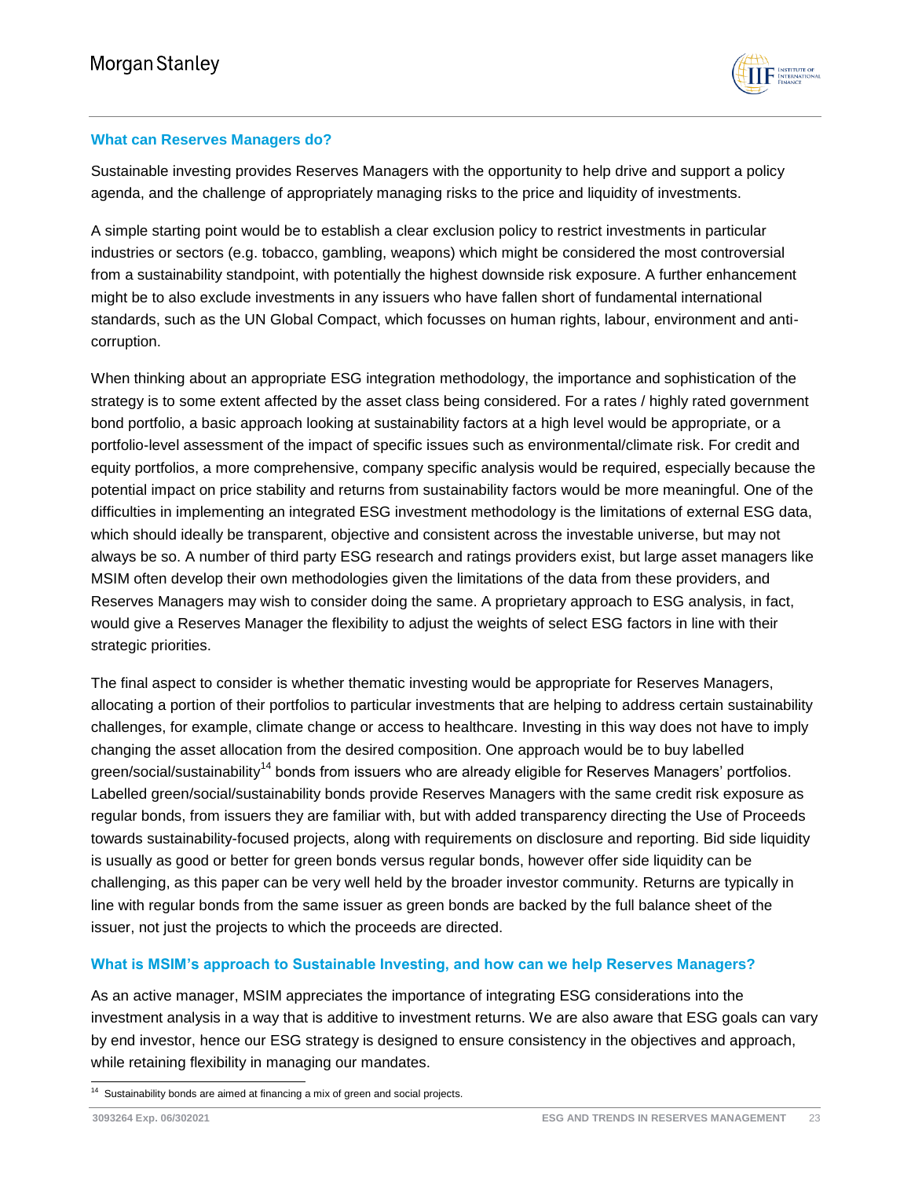### What can Reserves Managers do?

Sustainable investing provides Reserves Managers with the opportunity to help drive and support a policy agenda, and the challenge of appropriately managing risks to the price and liquidity of investments.

A simple starting point would be to establish a clear exclusion policy to restrict investments in particular industries or sectors (e.g. tobacco, gambling, weapons) which might be considered the most controversial from a sustainability standpoint, with potentially the highest downside risk exposure. A further enhancement might be to also exclude investments in any issuers who have fallen short of fundamental international standards, such as the UN Global Compact, which focusses on human rights, labour, environment and anti-corruption.

When thinking about an appropriate ESG integration methodology, the importance and sophistication of the strategy is to some extent affected by the asset class being considered. For a rates / highly rated government bond portfolio, a basic approach looking at sustainability factors at a high level would be appropriate, or a portfolio-level assessment of the impact of specific issues such as environmental/climate risk. For credit and equity portfolios, a more comprehensive, company specific analysis would be required, especially because the potential impact on price stability and returns from sustainability factors would be more meaningful. One of the difficulties in implementing an integrated ESG investment methodology is the limitations of external ESG data, which should ideally be transparent, objective and consistent across the investable universe, but may not always be so. A number of third party ESG research and ratings providers exist, but large asset managers like MSIM often develop their own methodologies given the limitations of the data from these providers, and Reserves Managers may wish to consider doing the same. A proprietary approach to ESG analysis, in fact, would give a Reserves Manager the flexibility to adjust the weights of select ESG factors in line with their strategic priorities.

The final aspect to consider is whether thematic investing would be appropriate for Reserves Managers, allocating a portion of their portfolios to particular investments that are helping to address certain sustainability challenges, for example, climate change or access to healthcare. Investing in this way does not have to imply changing the asset allocation from the desired composition. One approach would be to buy labelled green/social/sustainability[14] bonds from issuers who are already eligible for Reserves Managers' portfolios. Labelled green/social/sustainability bonds provide Reserves Managers with the same credit risk exposure as regular bonds, from issuers they are familiar with, but with added transparency directing the Use of Proceeds towards sustainability-focused projects, along with requirements on disclosure and reporting. Bid side liquidity is usually as good or better for green bonds versus regular bonds, however offer side liquidity can be challenging, as this paper can be very well held by the broader investor community. Returns are typically in line with regular bonds from the same issuer as green bonds are backed by the full balance sheet of the issuer, not just the projects to which the proceeds are directed.

### What is MSIM's approach to Sustainable Investing, and how can we help Reserves Managers?

As an active manager, MSIM appreciates the importance of integrating ESG considerations into the investment analysis in a way that is additive to investment returns. We are also aware that ESG goals can vary by end investor, hence our ESG strategy is designed to ensure consistency in the objectives and approach, while retaining flexibility in managing our mandates.

[14] Sustainability bonds are aimed at financing a mix of green and social projects.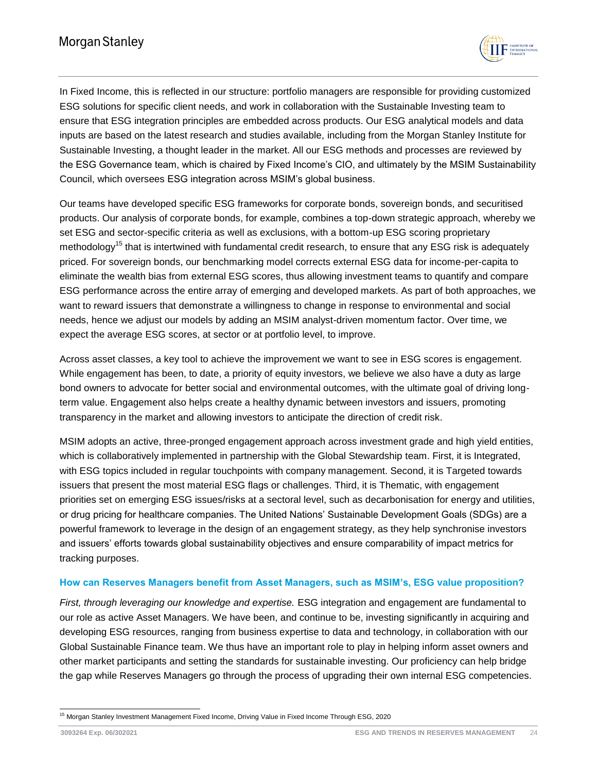In Fixed Income, this is reflected in our structure: portfolio managers are responsible for providing customized ESG solutions for specific client needs, and work in collaboration with the Sustainable Investing team to ensure that ESG integration principles are embedded across products. Our ESG analytical models and data inputs are based on the latest research and studies available, including from the Morgan Stanley Institute for Sustainable Investing, a thought leader in the market. All our ESG methods and processes are reviewed by the ESG Governance team, which is chaired by Fixed Income's CIO, and ultimately by the MSIM Sustainability Council, which oversees ESG integration across MSIM's global business.

Our teams have developed specific ESG frameworks for corporate bonds, sovereign bonds, and securitised products. Our analysis of corporate bonds, for example, combines a top-down strategic approach, whereby we set ESG and sector-specific criteria as well as exclusions, with a bottom-up ESG scoring proprietary methodology[15] that is intertwined with fundamental credit research, to ensure that any ESG risk is adequately priced. For sovereign bonds, our benchmarking model corrects external ESG data for income-per-capita to eliminate the wealth bias from external ESG scores, thus allowing investment teams to quantify and compare ESG performance across the entire array of emerging and developed markets. As part of both approaches, we want to reward issuers that demonstrate a willingness to change in response to environmental and social needs, hence we adjust our models by adding an MSIM analyst-driven momentum factor. Over time, we expect the average ESG scores, at sector or at portfolio level, to improve.

Across asset classes, a key tool to achieve the improvement we want to see in ESG scores is engagement. While engagement has been, to date, a priority of equity investors, we believe we also have a duty as large bond owners to advocate for better social and environmental outcomes, with the ultimate goal of driving long-term value. Engagement also helps create a healthy dynamic between investors and issuers, promoting transparency in the market and allowing investors to anticipate the direction of credit risk.

MSIM adopts an active, three-pronged engagement approach across investment grade and high yield entities, which is collaboratively implemented in partnership with the Global Stewardship team. First, it is Integrated, with ESG topics included in regular touchpoints with company management. Second, it is Targeted towards issuers that present the most material ESG flags or challenges. Third, it is Thematic, with engagement priorities set on emerging ESG issues/risks at a sectoral level, such as decarbonisation for energy and utilities, or drug pricing for healthcare companies. The United Nations' Sustainable Development Goals (SDGs) are a powerful framework to leverage in the design of an engagement strategy, as they help synchronise investors and issuers' efforts towards global sustainability objectives and ensure comparability of impact metrics for tracking purposes.

### How can Reserves Managers benefit from Asset Managers, such as MSIM's, ESG value proposition?

*First, through leveraging our knowledge and expertise.* ESG integration and engagement are fundamental to our role as active Asset Managers. We have been, and continue to be, investing significantly in acquiring and developing ESG resources, ranging from business expertise to data and technology, in collaboration with our Global Sustainable Finance team. We thus have an important role to play in helping inform asset owners and other market participants and setting the standards for sustainable investing. Our proficiency can help bridge the gap while Reserves Managers go through the process of upgrading their own internal ESG competencies.

---

[15] Morgan Stanley Investment Management Fixed Income, Driving Value in Fixed Income Through ESG, 2020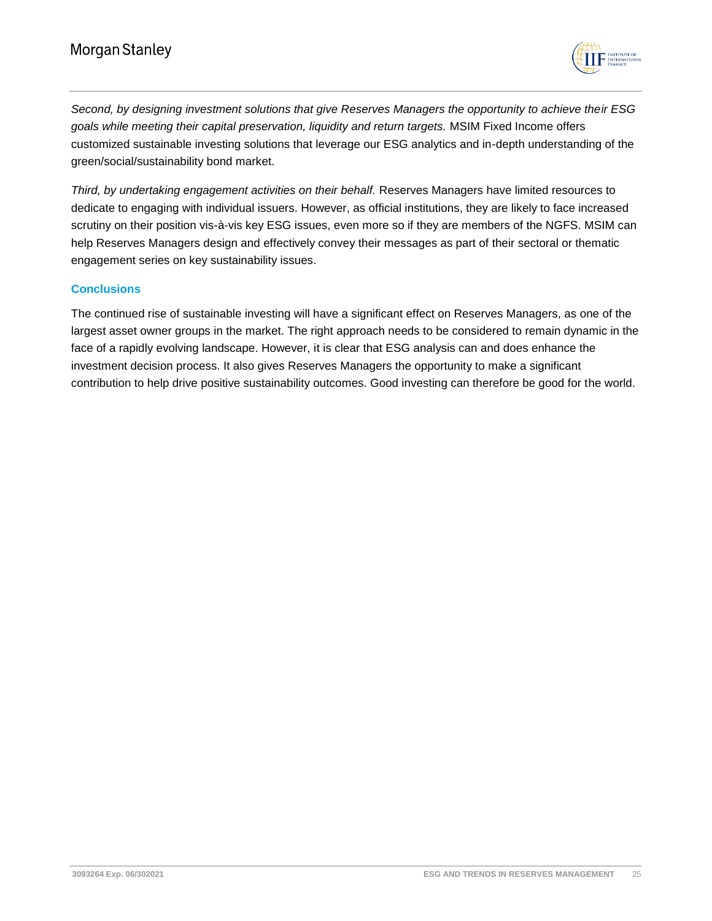*Second, by designing investment solutions that give Reserves Managers the opportunity to achieve their ESG goals while meeting their capital preservation, liquidity and return targets.* MSIM Fixed Income offers customized sustainable investing solutions that leverage our ESG analytics and in-depth understanding of the green/social/sustainability bond market.

*Third, by undertaking engagement activities on their behalf.* Reserves Managers have limited resources to dedicate to engaging with individual issuers. However, as official institutions, they are likely to face increased scrutiny on their position vis-à-vis key ESG issues, even more so if they are members of the NGFS. MSIM can help Reserves Managers design and effectively convey their messages as part of their sectoral or thematic engagement series on key sustainability issues.

## Conclusions

The continued rise of sustainable investing will have a significant effect on Reserves Managers, as one of the largest asset owner groups in the market. The right approach needs to be considered to remain dynamic in the face of a rapidly evolving landscape. However, it is clear that ESG analysis can and does enhance the investment decision process. It also gives Reserves Managers the opportunity to make a significant contribution to help drive positive sustainability outcomes. Good investing can therefore be good for the world.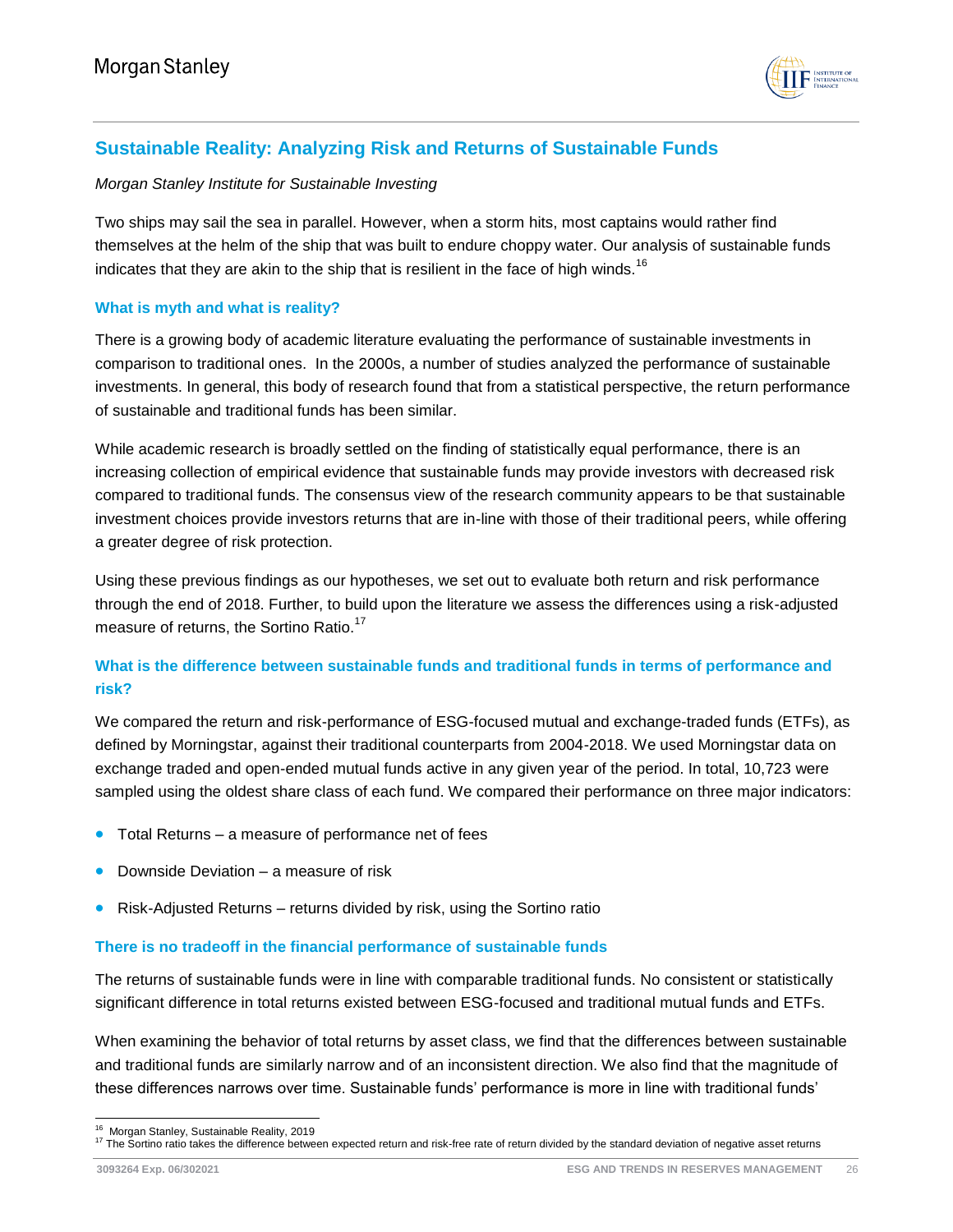## Sustainable Reality: Analyzing Risk and Returns of Sustainable Funds

*Morgan Stanley Institute for Sustainable Investing*

Two ships may sail the sea in parallel. However, when a storm hits, most captains would rather find themselves at the helm of the ship that was built to endure choppy water. Our analysis of sustainable funds indicates that they are akin to the ship that is resilient in the face of high winds.[16]

### What is myth and what is reality?

There is a growing body of academic literature evaluating the performance of sustainable investments in comparison to traditional ones. In the 2000s, a number of studies analyzed the performance of sustainable investments. In general, this body of research found that from a statistical perspective, the return performance of sustainable and traditional funds has been similar.

While academic research is broadly settled on the finding of statistically equal performance, there is an increasing collection of empirical evidence that sustainable funds may provide investors with decreased risk compared to traditional funds. The consensus view of the research community appears to be that sustainable investment choices provide investors returns that are in-line with those of their traditional peers, while offering a greater degree of risk protection.

Using these previous findings as our hypotheses, we set out to evaluate both return and risk performance through the end of 2018. Further, to build upon the literature we assess the differences using a risk-adjusted measure of returns, the Sortino Ratio.[17]

### What is the difference between sustainable funds and traditional funds in terms of performance and risk?

We compared the return and risk-performance of ESG-focused mutual and exchange-traded funds (ETFs), as defined by Morningstar, against their traditional counterparts from 2004-2018. We used Morningstar data on exchange traded and open-ended mutual funds active in any given year of the period. In total, 10,723 were sampled using the oldest share class of each fund. We compared their performance on three major indicators:

- Total Returns – a measure of performance net of fees
- Downside Deviation – a measure of risk
- Risk-Adjusted Returns – returns divided by risk, using the Sortino ratio

### There is no tradeoff in the financial performance of sustainable funds

The returns of sustainable funds were in line with comparable traditional funds. No consistent or statistically significant difference in total returns existed between ESG-focused and traditional mutual funds and ETFs.

When examining the behavior of total returns by asset class, we find that the differences between sustainable and traditional funds are similarly narrow and of an inconsistent direction. We also find that the magnitude of these differences narrows over time. Sustainable funds' performance is more in line with traditional funds'

---

[16] Morgan Stanley, Sustainable Reality, 2019

[17] The Sortino ratio takes the difference between expected return and risk-free rate of return divided by the standard deviation of negative asset returns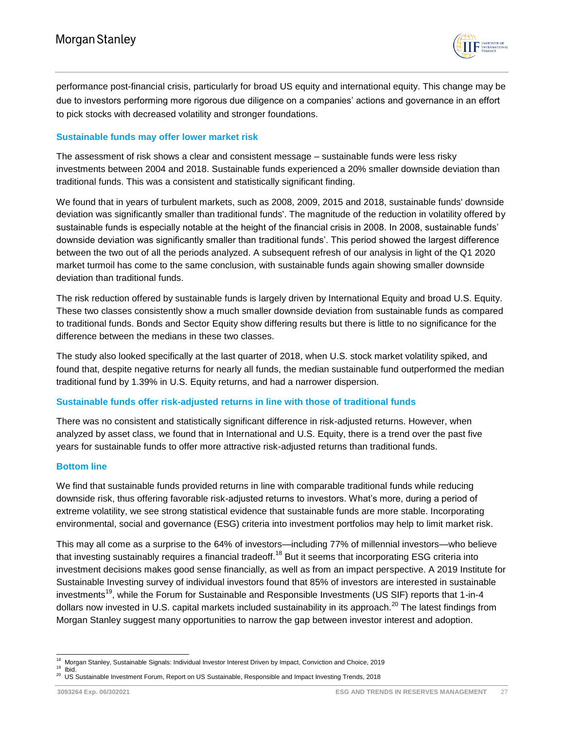performance post-financial crisis, particularly for broad US equity and international equity. This change may be due to investors performing more rigorous due diligence on a companies' actions and governance in an effort to pick stocks with decreased volatility and stronger foundations.

### Sustainable funds may offer lower market risk

The assessment of risk shows a clear and consistent message – sustainable funds were less risky investments between 2004 and 2018. Sustainable funds experienced a 20% smaller downside deviation than traditional funds. This was a consistent and statistically significant finding.

We found that in years of turbulent markets, such as 2008, 2009, 2015 and 2018, sustainable funds' downside deviation was significantly smaller than traditional funds'. The magnitude of the reduction in volatility offered by sustainable funds is especially notable at the height of the financial crisis in 2008. In 2008, sustainable funds' downside deviation was significantly smaller than traditional funds'. This period showed the largest difference between the two out of all the periods analyzed. A subsequent refresh of our analysis in light of the Q1 2020 market turmoil has come to the same conclusion, with sustainable funds again showing smaller downside deviation than traditional funds.

The risk reduction offered by sustainable funds is largely driven by International Equity and broad U.S. Equity. These two classes consistently show a much smaller downside deviation from sustainable funds as compared to traditional funds. Bonds and Sector Equity show differing results but there is little to no significance for the difference between the medians in these two classes.

The study also looked specifically at the last quarter of 2018, when U.S. stock market volatility spiked, and found that, despite negative returns for nearly all funds, the median sustainable fund outperformed the median traditional fund by 1.39% in U.S. Equity returns, and had a narrower dispersion.

### Sustainable funds offer risk-adjusted returns in line with those of traditional funds

There was no consistent and statistically significant difference in risk-adjusted returns. However, when analyzed by asset class, we found that in International and U.S. Equity, there is a trend over the past five years for sustainable funds to offer more attractive risk-adjusted returns than traditional funds.

### Bottom line

We find that sustainable funds provided returns in line with comparable traditional funds while reducing downside risk, thus offering favorable risk-adjusted returns to investors. What's more, during a period of extreme volatility, we see strong statistical evidence that sustainable funds are more stable. Incorporating environmental, social and governance (ESG) criteria into investment portfolios may help to limit market risk.

This may all come as a surprise to the 64% of investors—including 77% of millennial investors—who believe that investing sustainably requires a financial tradeoff.[18] But it seems that incorporating ESG criteria into investment decisions makes good sense financially, as well as from an impact perspective. A 2019 Institute for Sustainable Investing survey of individual investors found that 85% of investors are interested in sustainable investments[19], while the Forum for Sustainable and Responsible Investments (US SIF) reports that 1-in-4 dollars now invested in U.S. capital markets included sustainability in its approach.[20] The latest findings from Morgan Stanley suggest many opportunities to narrow the gap between investor interest and adoption.

---

[18] Morgan Stanley, Sustainable Signals: Individual Investor Interest Driven by Impact, Conviction and Choice, 2019

[19] Ibid.

[20] US Sustainable Investment Forum, Report on US Sustainable, Responsible and Impact Investing Trends, 2018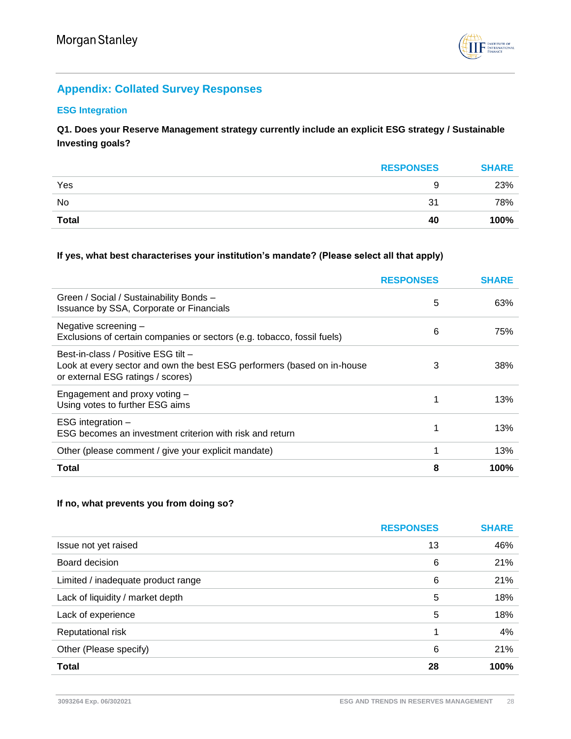## Appendix: Collated Survey Responses

### ESG Integration

**Q1. Does your Reserve Management strategy currently include an explicit ESG strategy / Sustainable Investing goals?**

| | RESPONSES | SHARE |
|---|---|---|
| Yes | 9 | 23% |
| No | 31 | 78% |
| **Total** | **40** | **100%** |

**If yes, what best characterises your institution's mandate? (Please select all that apply)**

| | RESPONSES | SHARE |
|---|---|---|
| Green / Social / Sustainability Bonds – Issuance by SSA, Corporate or Financials | 5 | 63% |
| Negative screening – Exclusions of certain companies or sectors (e.g. tobacco, fossil fuels) | 6 | 75% |
| Best-in-class / Positive ESG tilt – Look at every sector and own the best ESG performers (based on in-house or external ESG ratings / scores) | 3 | 38% |
| Engagement and proxy voting – Using votes to further ESG aims | 1 | 13% |
| ESG integration – ESG becomes an investment criterion with risk and return | 1 | 13% |
| Other (please comment / give your explicit mandate) | 1 | 13% |
| **Total** | **8** | **100%** |

**If no, what prevents you from doing so?**

| | RESPONSES | SHARE |
|---|---|---|
| Issue not yet raised | 13 | 46% |
| Board decision | 6 | 21% |
| Limited / inadequate product range | 6 | 21% |
| Lack of liquidity / market depth | 5 | 18% |
| Lack of experience | 5 | 18% |
| Reputational risk | 1 | 4% |
| Other (Please specify) | 6 | 21% |
| **Total** | **28** | **100%** |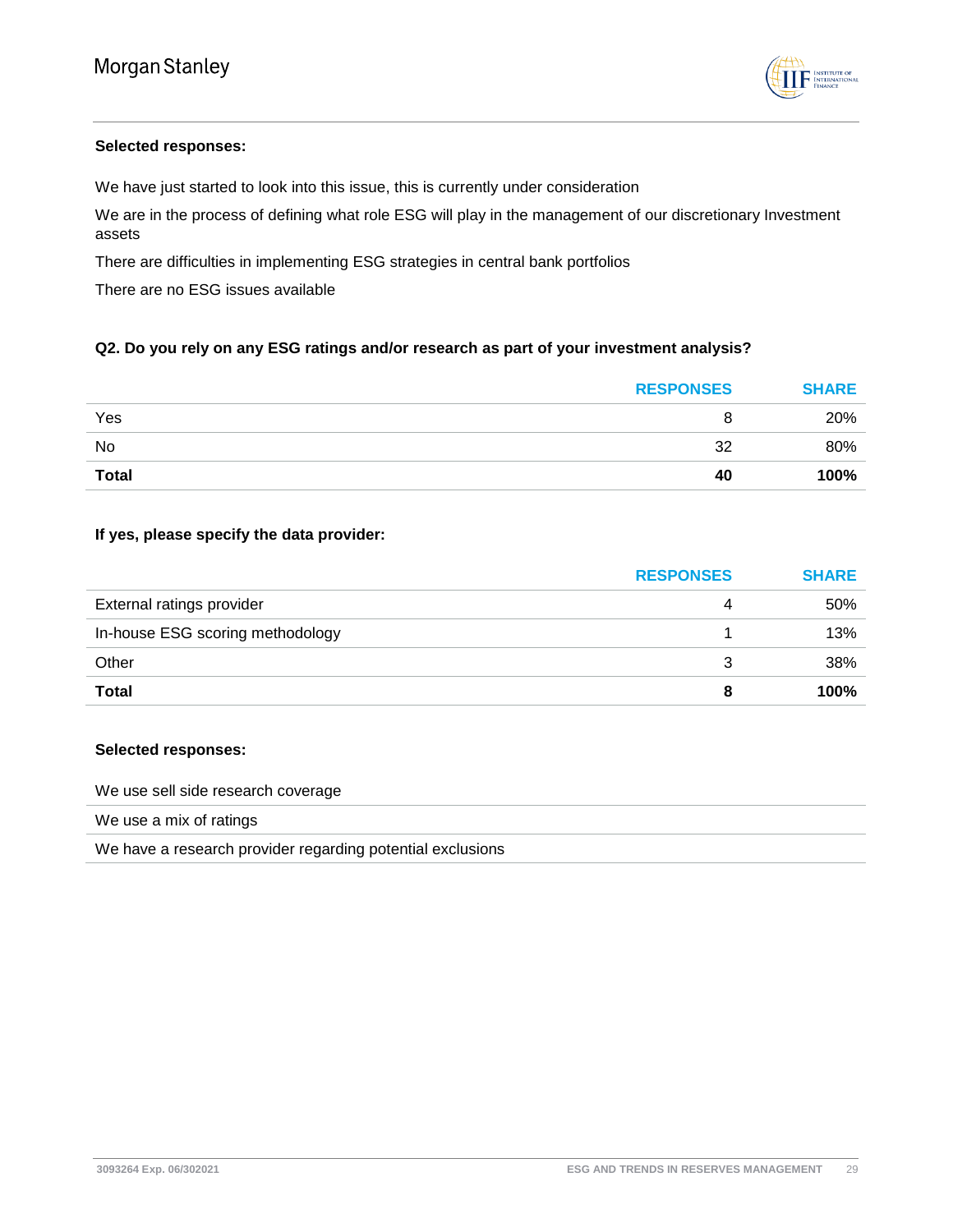**Selected responses:**

We have just started to look into this issue, this is currently under consideration

We are in the process of defining what role ESG will play in the management of our discretionary Investment assets

There are difficulties in implementing ESG strategies in central bank portfolios

There are no ESG issues available

**Q2. Do you rely on any ESG ratings and/or research as part of your investment analysis?**

| | RESPONSES | SHARE |
|---|---|---|
| Yes | 8 | 20% |
| No | 32 | 80% |
| **Total** | **40** | **100%** |

**If yes, please specify the data provider:**

| | RESPONSES | SHARE |
|---|---|---|
| External ratings provider | 4 | 50% |
| In-house ESG scoring methodology | 1 | 13% |
| Other | 3 | 38% |
| **Total** | **8** | **100%** |

**Selected responses:**

We use sell side research coverage

We use a mix of ratings

We have a research provider regarding potential exclusions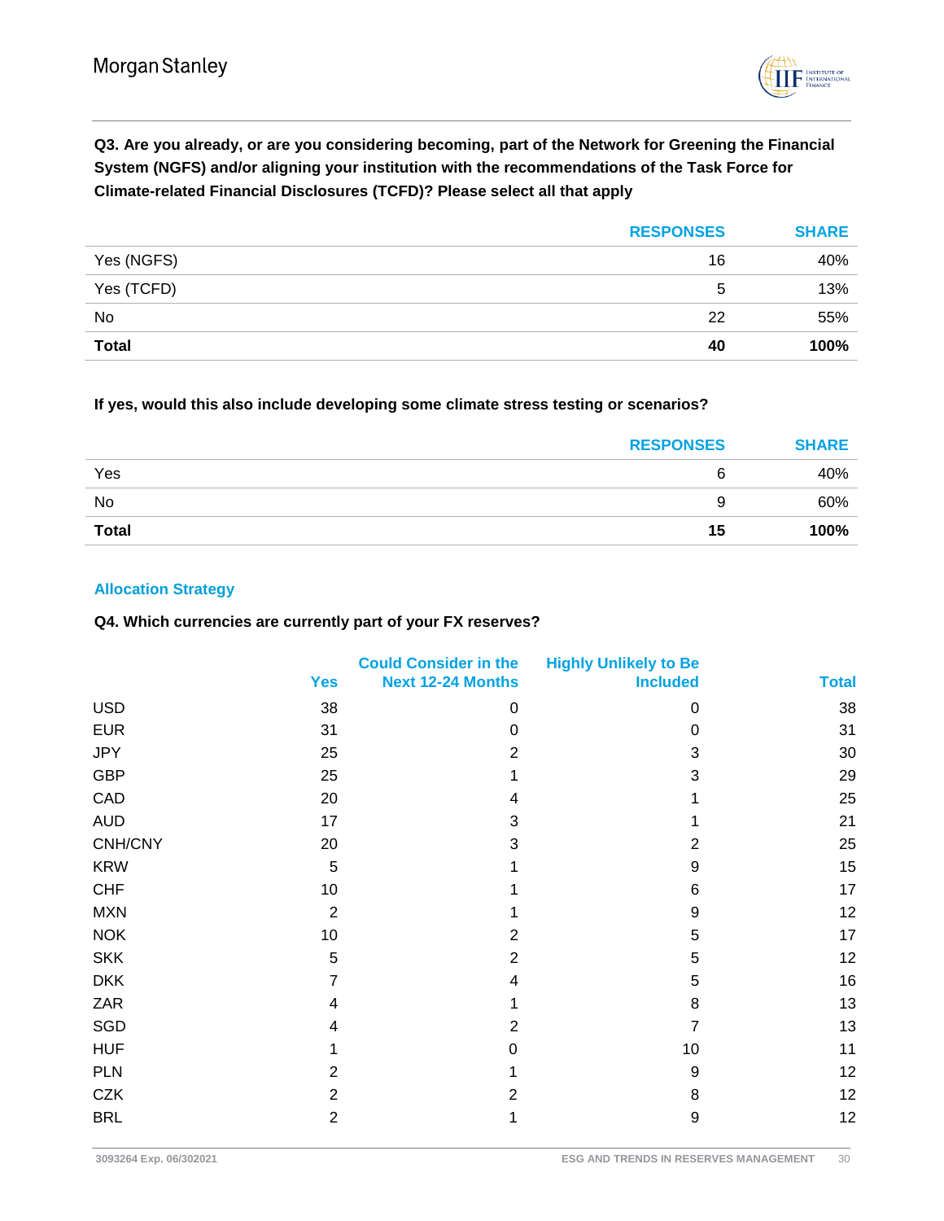**Q3. Are you already, or are you considering becoming, part of the Network for Greening the Financial System (NGFS) and/or aligning your institution with the recommendations of the Task Force for Climate-related Financial Disclosures (TCFD)? Please select all that apply**

| | RESPONSES | SHARE |
|---|---|---|
| Yes (NGFS) | 16 | 40% |
| Yes (TCFD) | 5 | 13% |
| No | 22 | 55% |
| **Total** | **40** | **100%** |

**If yes, would this also include developing some climate stress testing or scenarios?**

| | RESPONSES | SHARE |
|---|---|---|
| Yes | 6 | 40% |
| No | 9 | 60% |
| **Total** | **15** | **100%** |

### Allocation Strategy

**Q4. Which currencies are currently part of your FX reserves?**

| | Yes | Could Consider in the Next 12-24 Months | Highly Unlikely to Be Included | Total |
|---|---|---|---|---|
| USD | 38 | 0 | 0 | 38 |
| EUR | 31 | 0 | 0 | 31 |
| JPY | 25 | 2 | 3 | 30 |
| GBP | 25 | 1 | 3 | 29 |
| CAD | 20 | 4 | 1 | 25 |
| AUD | 17 | 3 | 1 | 21 |
| CNH/CNY | 20 | 3 | 2 | 25 |
| KRW | 5 | 1 | 9 | 15 |
| CHF | 10 | 1 | 6 | 17 |
| MXN | 2 | 1 | 9 | 12 |
| NOK | 10 | 2 | 5 | 17 |
| SKK | 5 | 2 | 5 | 12 |
| DKK | 7 | 4 | 5 | 16 |
| ZAR | 4 | 1 | 8 | 13 |
| SGD | 4 | 2 | 7 | 13 |
| HUF | 1 | 0 | 10 | 11 |
| PLN | 2 | 1 | 9 | 12 |
| CZK | 2 | 2 | 8 | 12 |
| BRL | 2 | 1 | 9 | 12 |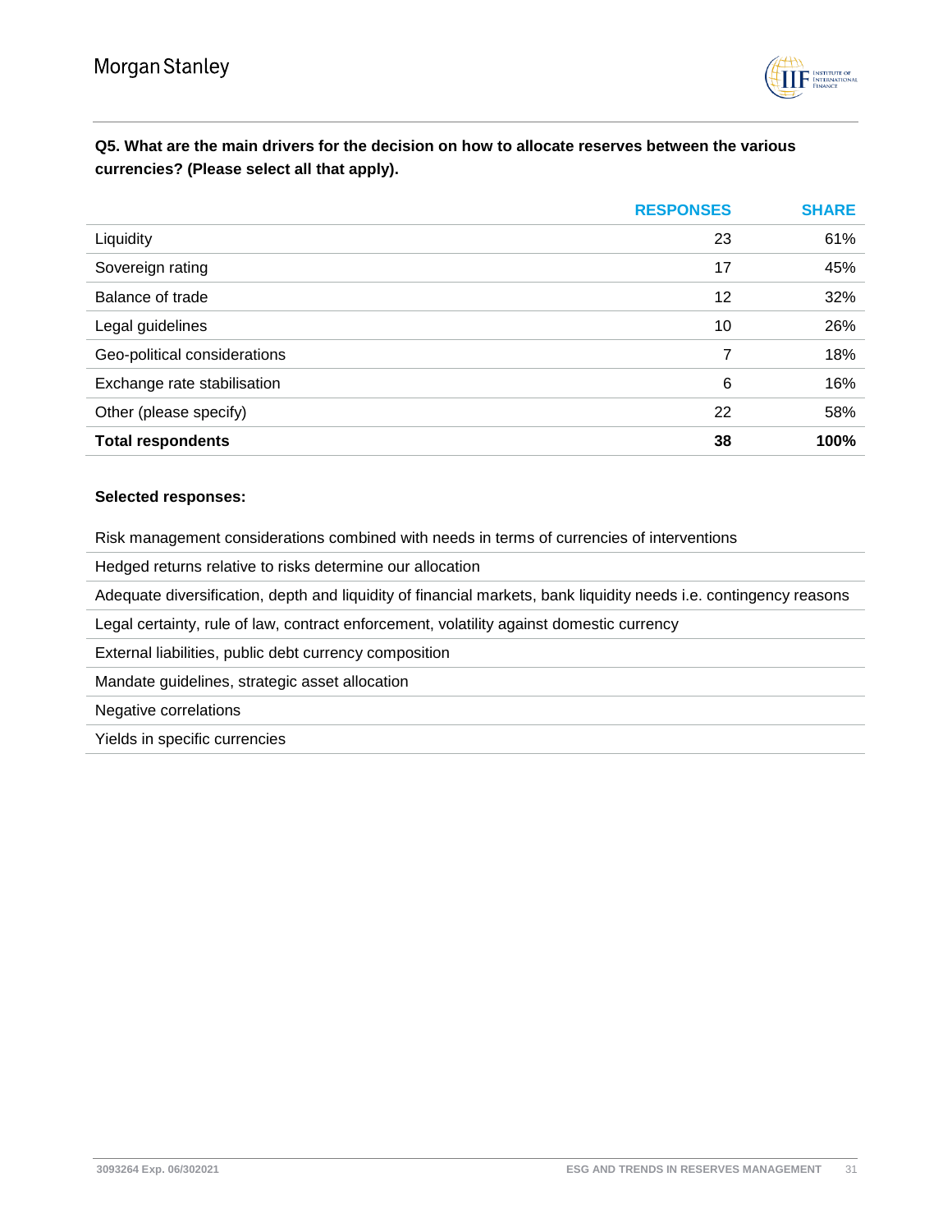**Q5. What are the main drivers for the decision on how to allocate reserves between the various currencies? (Please select all that apply).**

| | RESPONSES | SHARE |
|---|---|---|
| Liquidity | 23 | 61% |
| Sovereign rating | 17 | 45% |
| Balance of trade | 12 | 32% |
| Legal guidelines | 10 | 26% |
| Geo-political considerations | 7 | 18% |
| Exchange rate stabilisation | 6 | 16% |
| Other (please specify) | 22 | 58% |
| **Total respondents** | **38** | **100%** |

**Selected responses:**

Risk management considerations combined with needs in terms of currencies of interventions

Hedged returns relative to risks determine our allocation

Adequate diversification, depth and liquidity of financial markets, bank liquidity needs i.e. contingency reasons

Legal certainty, rule of law, contract enforcement, volatility against domestic currency

External liabilities, public debt currency composition

Mandate guidelines, strategic asset allocation

Negative correlations

Yields in specific currencies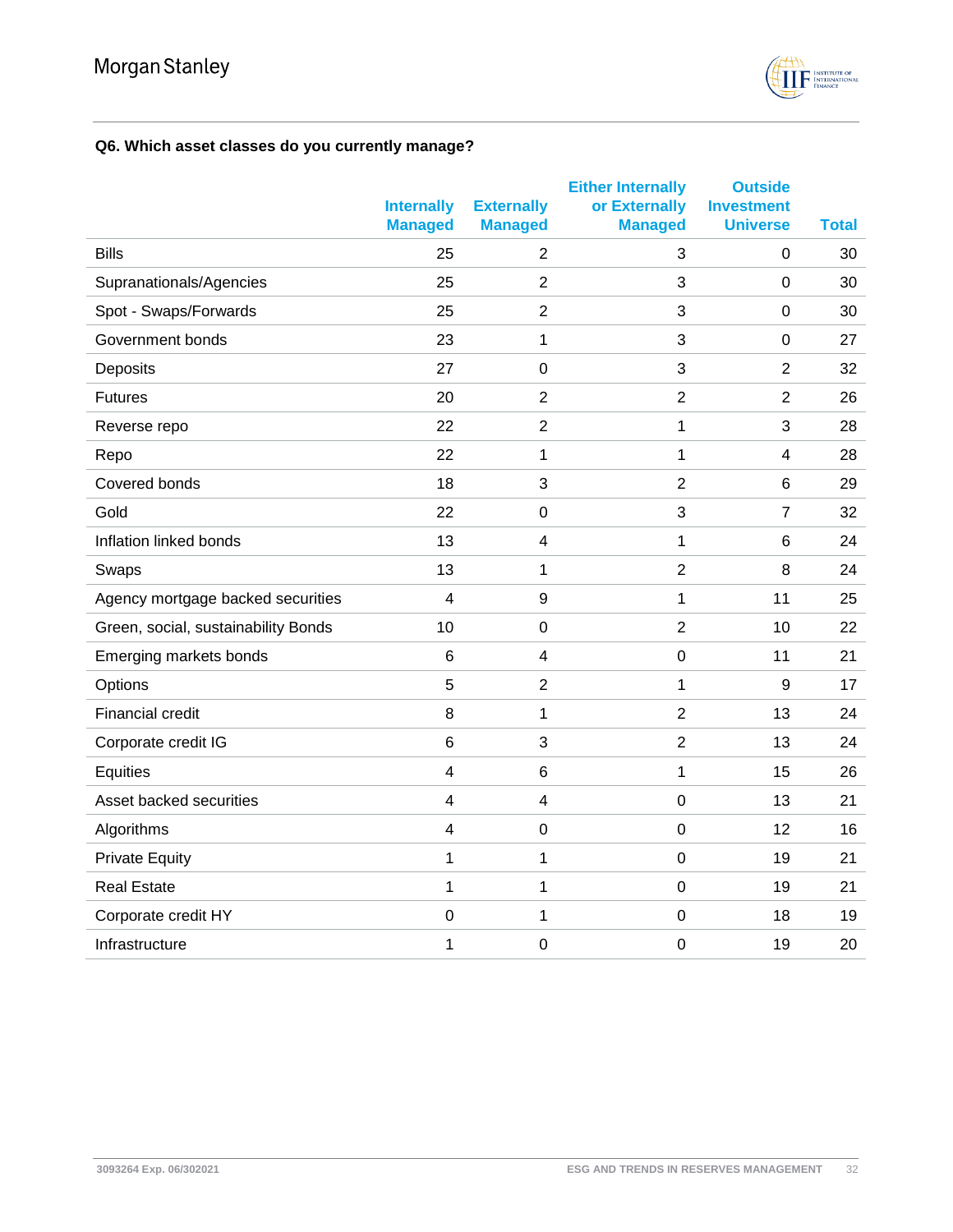### Q6. Which asset classes do you currently manage?

| | Internally Managed | Externally Managed | Either Internally or Externally Managed | Outside Investment Universe | Total |
|---|---|---|---|---|---|
| Bills | 25 | 2 | 3 | 0 | 30 |
| Supranationals/Agencies | 25 | 2 | 3 | 0 | 30 |
| Spot - Swaps/Forwards | 25 | 2 | 3 | 0 | 30 |
| Government bonds | 23 | 1 | 3 | 0 | 27 |
| Deposits | 27 | 0 | 3 | 2 | 32 |
| Futures | 20 | 2 | 2 | 2 | 26 |
| Reverse repo | 22 | 2 | 1 | 3 | 28 |
| Repo | 22 | 1 | 1 | 4 | 28 |
| Covered bonds | 18 | 3 | 2 | 6 | 29 |
| Gold | 22 | 0 | 3 | 7 | 32 |
| Inflation linked bonds | 13 | 4 | 1 | 6 | 24 |
| Swaps | 13 | 1 | 2 | 8 | 24 |
| Agency mortgage backed securities | 4 | 9 | 1 | 11 | 25 |
| Green, social, sustainability Bonds | 10 | 0 | 2 | 10 | 22 |
| Emerging markets bonds | 6 | 4 | 0 | 11 | 21 |
| Options | 5 | 2 | 1 | 9 | 17 |
| Financial credit | 8 | 1 | 2 | 13 | 24 |
| Corporate credit IG | 6 | 3 | 2 | 13 | 24 |
| Equities | 4 | 6 | 1 | 15 | 26 |
| Asset backed securities | 4 | 4 | 0 | 13 | 21 |
| Algorithms | 4 | 0 | 0 | 12 | 16 |
| Private Equity | 1 | 1 | 0 | 19 | 21 |
| Real Estate | 1 | 1 | 0 | 19 | 21 |
| Corporate credit HY | 0 | 1 | 0 | 18 | 19 |
| Infrastructure | 1 | 0 | 0 | 19 | 20 |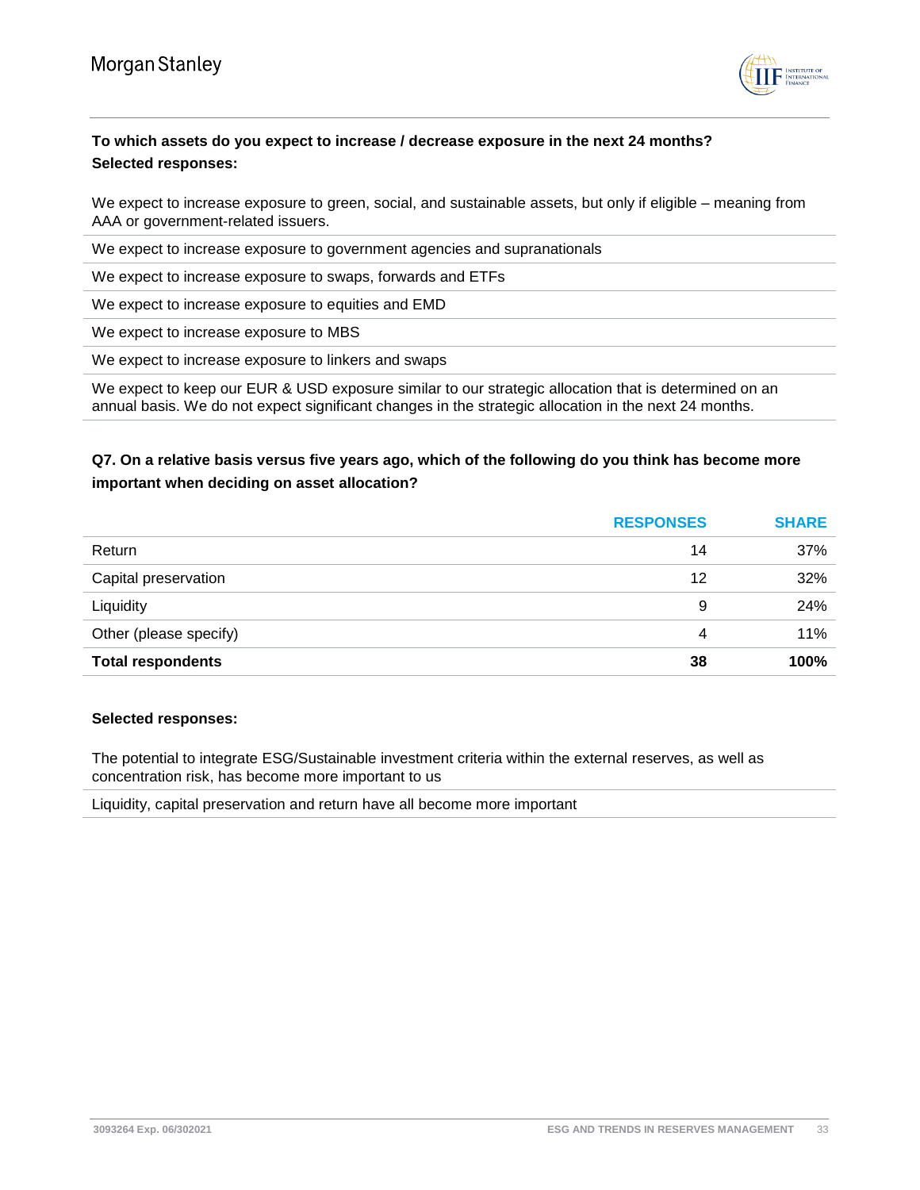**To which assets do you expect to increase / decrease exposure in the next 24 months?**

**Selected responses:**

We expect to increase exposure to green, social, and sustainable assets, but only if eligible – meaning from AAA or government-related issuers.

We expect to increase exposure to government agencies and supranationals

We expect to increase exposure to swaps, forwards and ETFs

We expect to increase exposure to equities and EMD

We expect to increase exposure to MBS

We expect to increase exposure to linkers and swaps

We expect to keep our EUR & USD exposure similar to our strategic allocation that is determined on an annual basis. We do not expect significant changes in the strategic allocation in the next 24 months.

**Q7. On a relative basis versus five years ago, which of the following do you think has become more important when deciding on asset allocation?**

| | RESPONSES | SHARE |
|---|---|---|
| Return | 14 | 37% |
| Capital preservation | 12 | 32% |
| Liquidity | 9 | 24% |
| Other (please specify) | 4 | 11% |
| **Total respondents** | **38** | **100%** |

**Selected responses:**

The potential to integrate ESG/Sustainable investment criteria within the external reserves, as well as concentration risk, has become more important to us

Liquidity, capital preservation and return have all become more important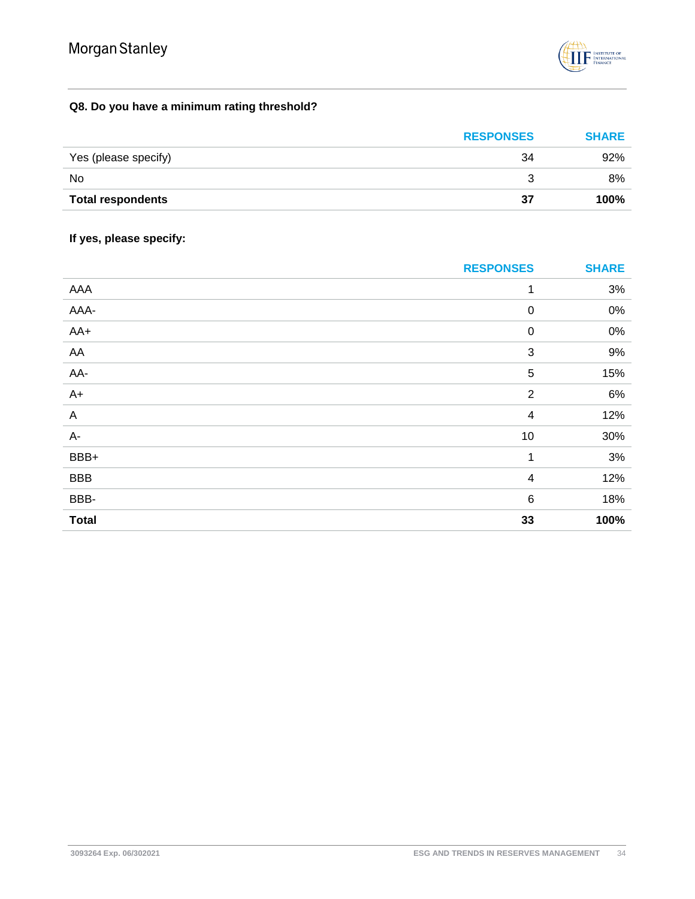**Q8. Do you have a minimum rating threshold?**

| | RESPONSES | SHARE |
|---|---|---|
| Yes (please specify) | 34 | 92% |
| No | 3 | 8% |
| **Total respondents** | **37** | **100%** |

**If yes, please specify:**

| | RESPONSES | SHARE |
|---|---|---|
| AAA | 1 | 3% |
| AAA- | 0 | 0% |
| AA+ | 0 | 0% |
| AA | 3 | 9% |
| AA- | 5 | 15% |
| A+ | 2 | 6% |
| A | 4 | 12% |
| A- | 10 | 30% |
| BBB+ | 1 | 3% |
| BBB | 4 | 12% |
| BBB- | 6 | 18% |
| **Total** | **33** | **100%** |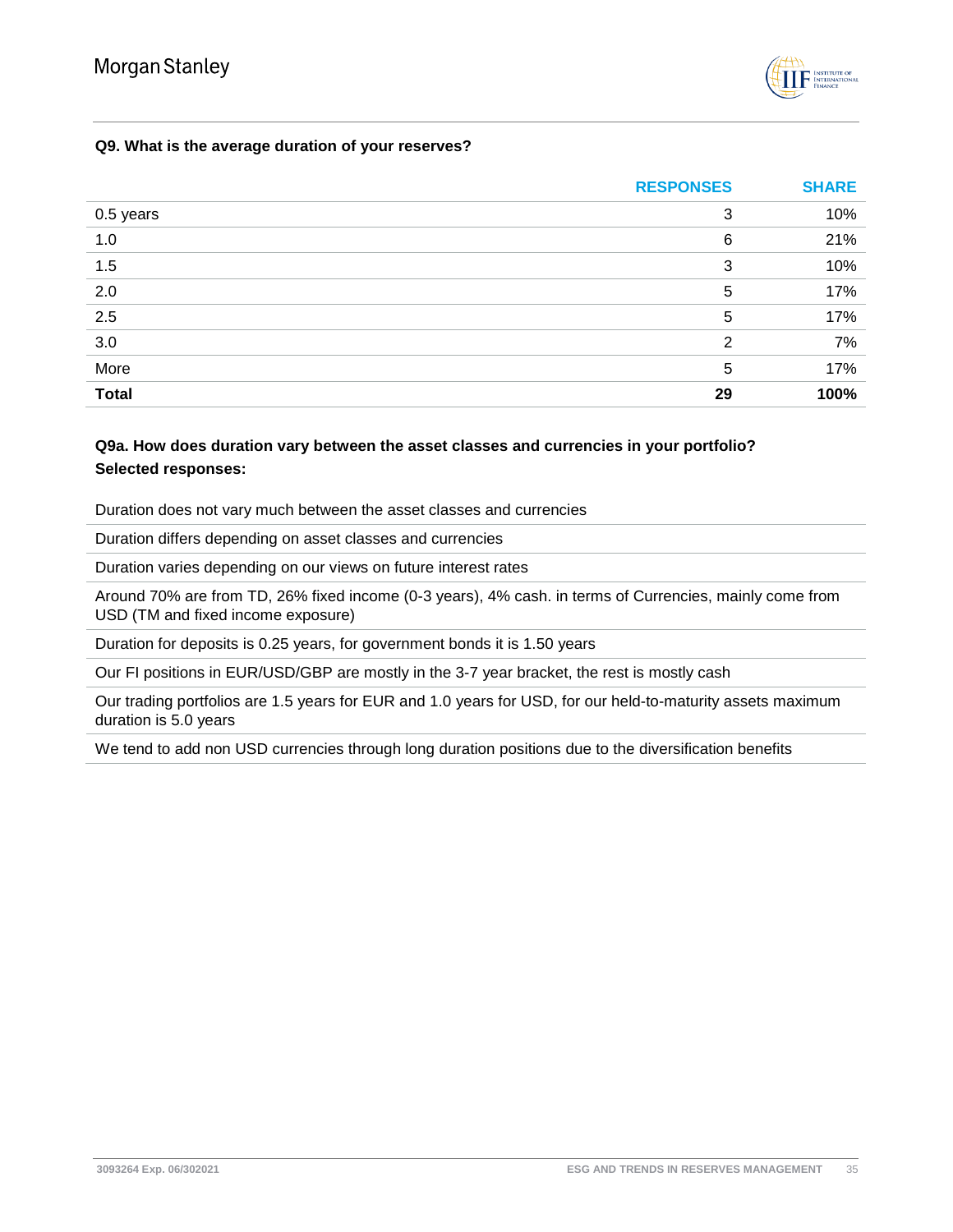**Q9. What is the average duration of your reserves?**

| | RESPONSES | SHARE |
|---|---|---|
| 0.5 years | 3 | 10% |
| 1.0 | 6 | 21% |
| 1.5 | 3 | 10% |
| 2.0 | 5 | 17% |
| 2.5 | 5 | 17% |
| 3.0 | 2 | 7% |
| More | 5 | 17% |
| **Total** | **29** | **100%** |

**Q9a. How does duration vary between the asset classes and currencies in your portfolio?**
**Selected responses:**

| |
|---|
| Duration does not vary much between the asset classes and currencies |
| Duration differs depending on asset classes and currencies |
| Duration varies depending on our views on future interest rates |
| Around 70% are from TD, 26% fixed income (0-3 years), 4% cash. in terms of Currencies, mainly come from USD (TM and fixed income exposure) |
| Duration for deposits is 0.25 years, for government bonds it is 1.50 years |
| Our FI positions in EUR/USD/GBP are mostly in the 3-7 year bracket, the rest is mostly cash |
| Our trading portfolios are 1.5 years for EUR and 1.0 years for USD, for our held-to-maturity assets maximum duration is 5.0 years |
| We tend to add non USD currencies through long duration positions due to the diversification benefits |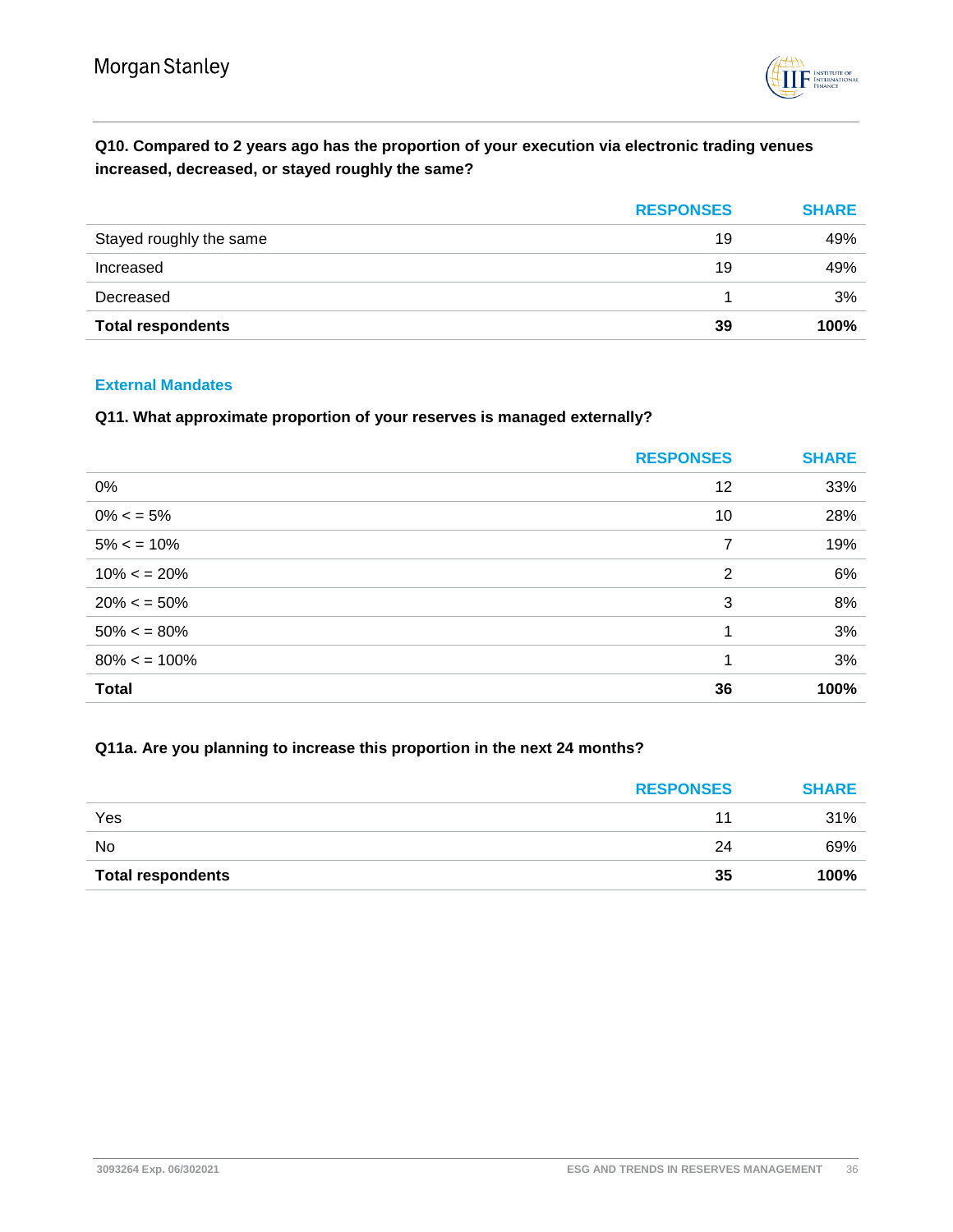**Q10. Compared to 2 years ago has the proportion of your execution via electronic trading venues increased, decreased, or stayed roughly the same?**

| | RESPONSES | SHARE |
|---|---|---|
| Stayed roughly the same | 19 | 49% |
| Increased | 19 | 49% |
| Decreased | 1 | 3% |
| **Total respondents** | **39** | **100%** |

### External Mandates

**Q11. What approximate proportion of your reserves is managed externally?**

| | RESPONSES | SHARE |
|---|---|---|
| 0% | 12 | 33% |
| 0% < = 5% | 10 | 28% |
| 5% < = 10% | 7 | 19% |
| 10% < = 20% | 2 | 6% |
| 20% < = 50% | 3 | 8% |
| 50% < = 80% | 1 | 3% |
| 80% < = 100% | 1 | 3% |
| **Total** | **36** | **100%** |

**Q11a. Are you planning to increase this proportion in the next 24 months?**

| | RESPONSES | SHARE |
|---|---|---|
| Yes | 11 | 31% |
| No | 24 | 69% |
| **Total respondents** | **35** | **100%** |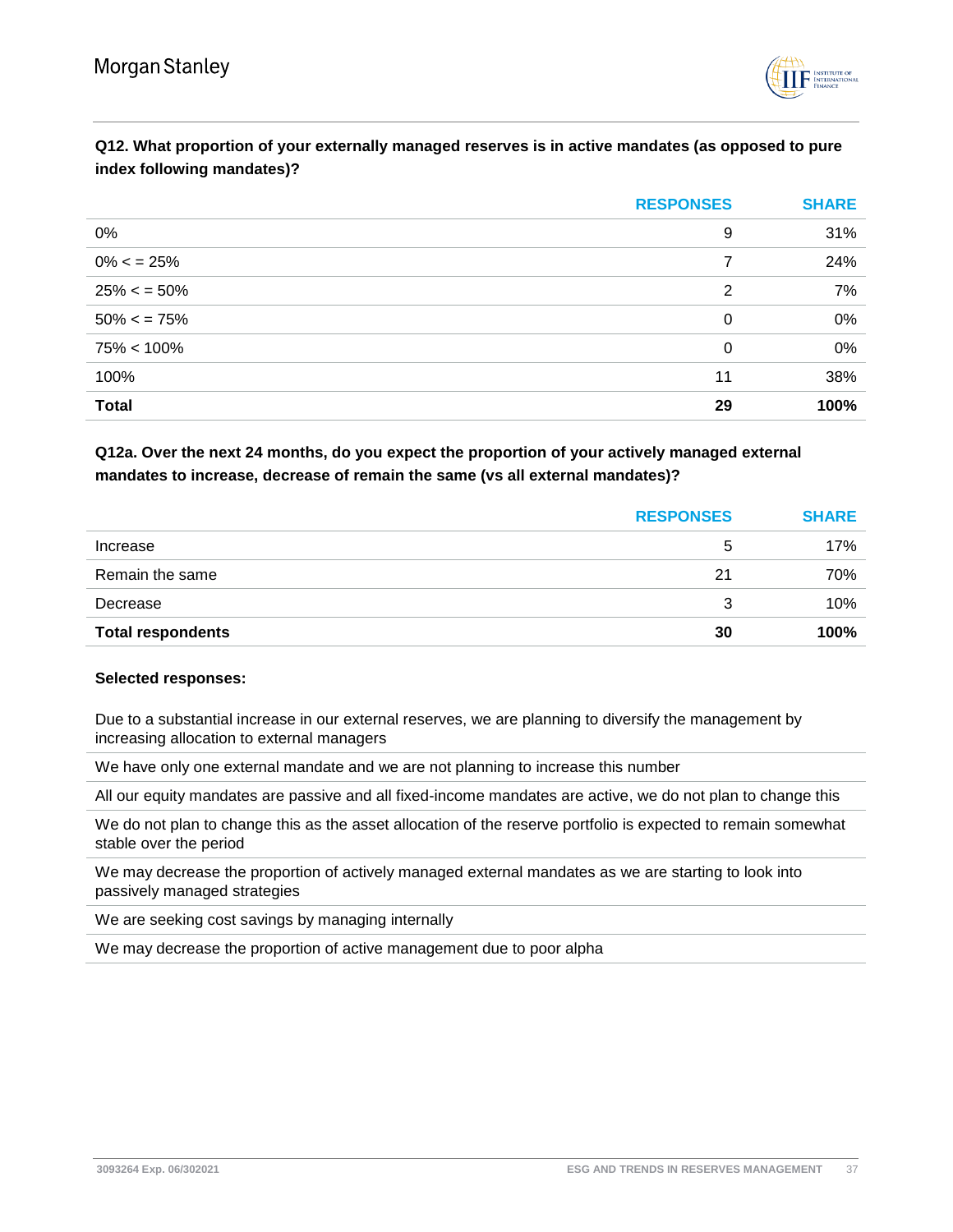**Q12. What proportion of your externally managed reserves is in active mandates (as opposed to pure index following mandates)?**

| | RESPONSES | SHARE |
|---|---|---|
| 0% | 9 | 31% |
| 0% < = 25% | 7 | 24% |
| 25% < = 50% | 2 | 7% |
| 50% < = 75% | 0 | 0% |
| 75% < 100% | 0 | 0% |
| 100% | 11 | 38% |
| **Total** | **29** | **100%** |

**Q12a. Over the next 24 months, do you expect the proportion of your actively managed external mandates to increase, decrease of remain the same (vs all external mandates)?**

| | RESPONSES | SHARE |
|---|---|---|
| Increase | 5 | 17% |
| Remain the same | 21 | 70% |
| Decrease | 3 | 10% |
| **Total respondents** | **30** | **100%** |

**Selected responses:**

Due to a substantial increase in our external reserves, we are planning to diversify the management by increasing allocation to external managers

We have only one external mandate and we are not planning to increase this number

All our equity mandates are passive and all fixed-income mandates are active, we do not plan to change this

We do not plan to change this as the asset allocation of the reserve portfolio is expected to remain somewhat stable over the period

We may decrease the proportion of actively managed external mandates as we are starting to look into passively managed strategies

We are seeking cost savings by managing internally

We may decrease the proportion of active management due to poor alpha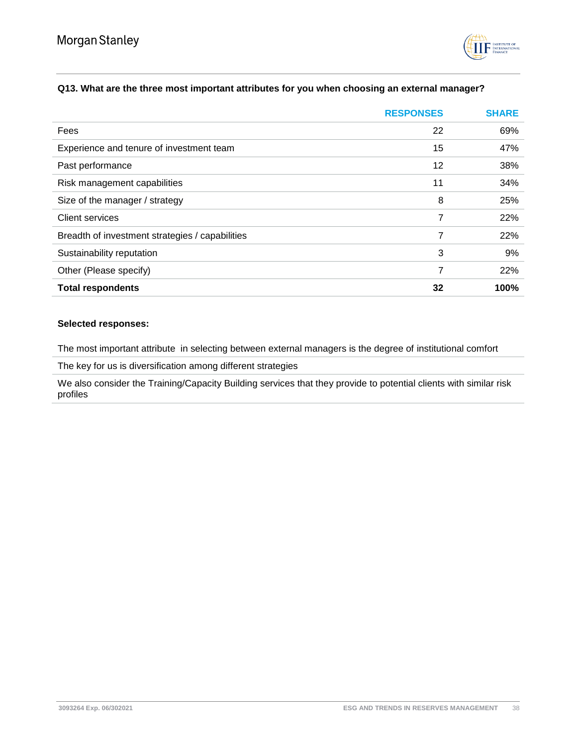**Q13. What are the three most important attributes for you when choosing an external manager?**

| | RESPONSES | SHARE |
|---|---|---|
| Fees | 22 | 69% |
| Experience and tenure of investment team | 15 | 47% |
| Past performance | 12 | 38% |
| Risk management capabilities | 11 | 34% |
| Size of the manager / strategy | 8 | 25% |
| Client services | 7 | 22% |
| Breadth of investment strategies / capabilities | 7 | 22% |
| Sustainability reputation | 3 | 9% |
| Other (Please specify) | 7 | 22% |
| **Total respondents** | **32** | **100%** |

**Selected responses:**

The most important attribute in selecting between external managers is the degree of institutional comfort

The key for us is diversification among different strategies

We also consider the Training/Capacity Building services that they provide to potential clients with similar risk profiles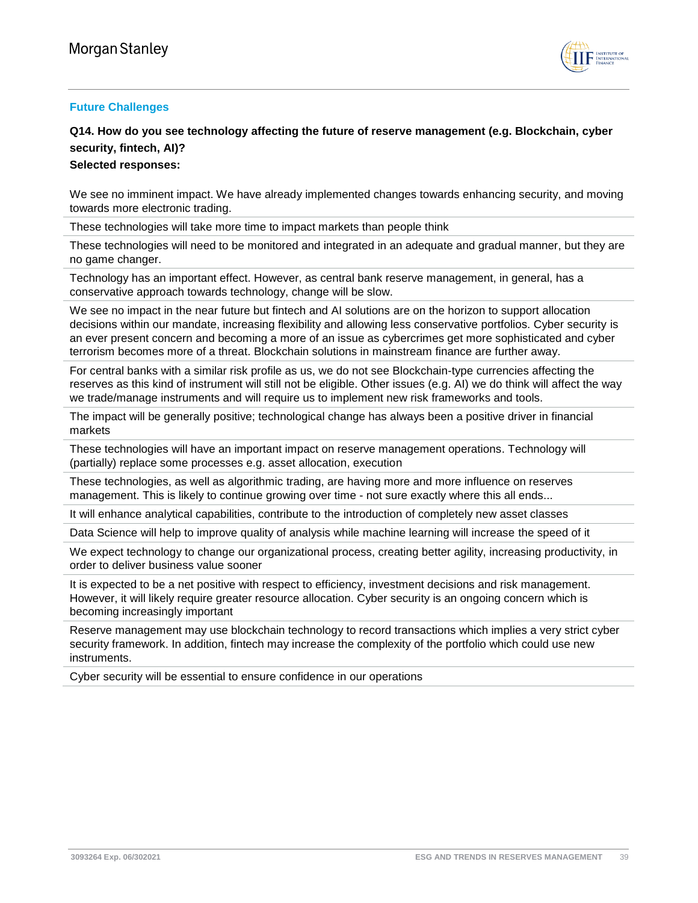## Future Challenges

**Q14. How do you see technology affecting the future of reserve management (e.g. Blockchain, cyber security, fintech, AI)?**

**Selected responses:**

We see no imminent impact. We have already implemented changes towards enhancing security, and moving towards more electronic trading.

These technologies will take more time to impact markets than people think

These technologies will need to be monitored and integrated in an adequate and gradual manner, but they are no game changer.

Technology has an important effect. However, as central bank reserve management, in general, has a conservative approach towards technology, change will be slow.

We see no impact in the near future but fintech and AI solutions are on the horizon to support allocation decisions within our mandate, increasing flexibility and allowing less conservative portfolios. Cyber security is an ever present concern and becoming a more of an issue as cybercrimes get more sophisticated and cyber terrorism becomes more of a threat. Blockchain solutions in mainstream finance are further away.

For central banks with a similar risk profile as us, we do not see Blockchain-type currencies affecting the reserves as this kind of instrument will still not be eligible. Other issues (e.g. AI) we do think will affect the way we trade/manage instruments and will require us to implement new risk frameworks and tools.

The impact will be generally positive; technological change has always been a positive driver in financial markets

These technologies will have an important impact on reserve management operations. Technology will (partially) replace some processes e.g. asset allocation, execution

These technologies, as well as algorithmic trading, are having more and more influence on reserves management. This is likely to continue growing over time - not sure exactly where this all ends...

It will enhance analytical capabilities, contribute to the introduction of completely new asset classes

Data Science will help to improve quality of analysis while machine learning will increase the speed of it

We expect technology to change our organizational process, creating better agility, increasing productivity, in order to deliver business value sooner

It is expected to be a net positive with respect to efficiency, investment decisions and risk management. However, it will likely require greater resource allocation. Cyber security is an ongoing concern which is becoming increasingly important

Reserve management may use blockchain technology to record transactions which implies a very strict cyber security framework. In addition, fintech may increase the complexity of the portfolio which could use new instruments.

Cyber security will be essential to ensure confidence in our operations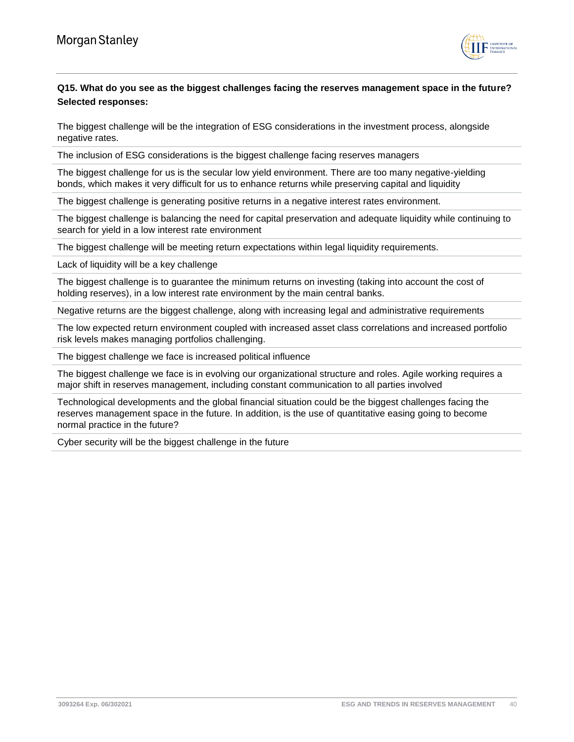**Q15. What do you see as the biggest challenges facing the reserves management space in the future? Selected responses:**

The biggest challenge will be the integration of ESG considerations in the investment process, alongside negative rates.

The inclusion of ESG considerations is the biggest challenge facing reserves managers

The biggest challenge for us is the secular low yield environment. There are too many negative-yielding bonds, which makes it very difficult for us to enhance returns while preserving capital and liquidity

The biggest challenge is generating positive returns in a negative interest rates environment.

The biggest challenge is balancing the need for capital preservation and adequate liquidity while continuing to search for yield in a low interest rate environment

The biggest challenge will be meeting return expectations within legal liquidity requirements.

Lack of liquidity will be a key challenge

The biggest challenge is to guarantee the minimum returns on investing (taking into account the cost of holding reserves), in a low interest rate environment by the main central banks.

Negative returns are the biggest challenge, along with increasing legal and administrative requirements

The low expected return environment coupled with increased asset class correlations and increased portfolio risk levels makes managing portfolios challenging.

The biggest challenge we face is increased political influence

The biggest challenge we face is in evolving our organizational structure and roles. Agile working requires a major shift in reserves management, including constant communication to all parties involved

Technological developments and the global financial situation could be the biggest challenges facing the reserves management space in the future. In addition, is the use of quantitative easing going to become normal practice in the future?

Cyber security will be the biggest challenge in the future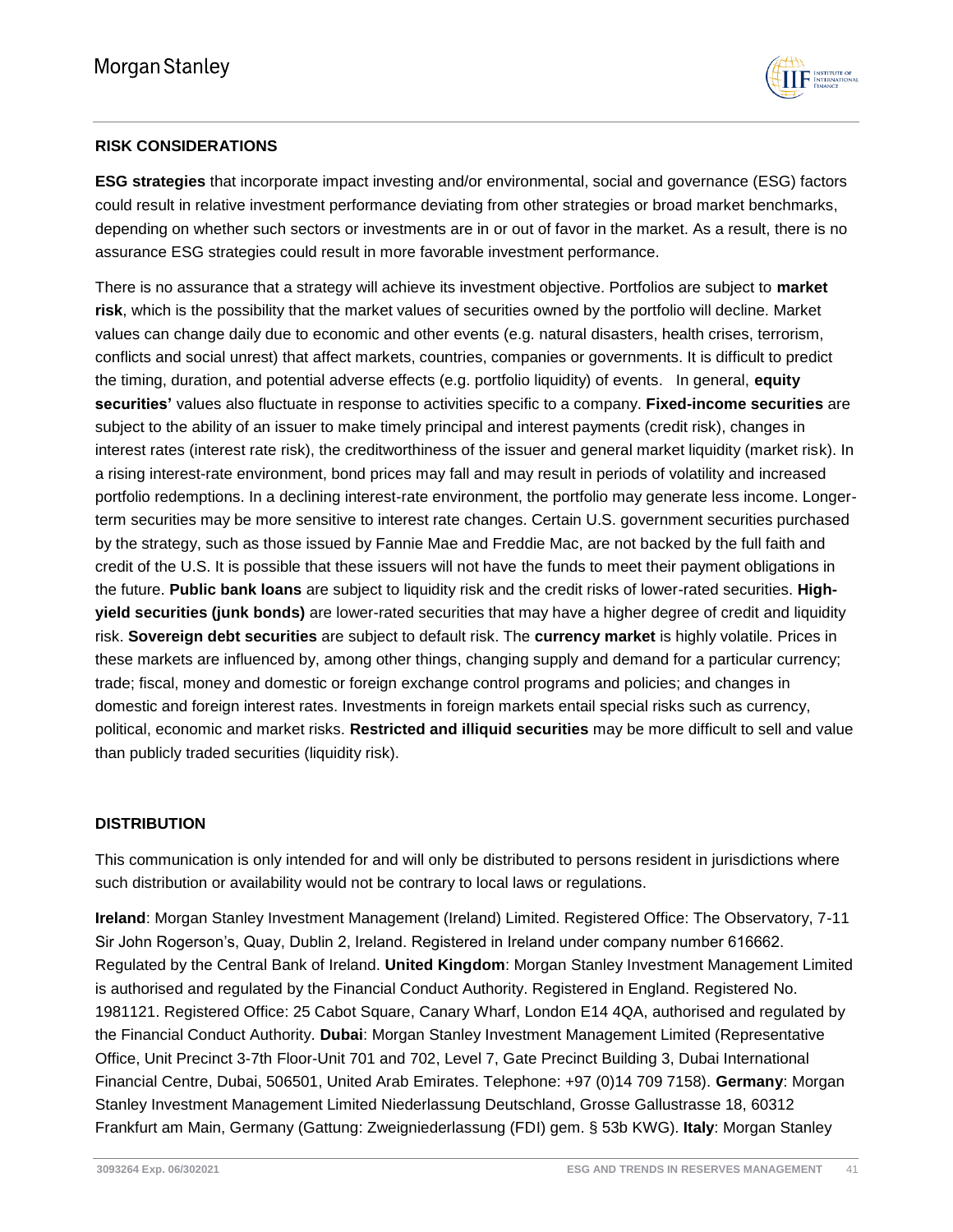## RISK CONSIDERATIONS

**ESG strategies** that incorporate impact investing and/or environmental, social and governance (ESG) factors could result in relative investment performance deviating from other strategies or broad market benchmarks, depending on whether such sectors or investments are in or out of favor in the market. As a result, there is no assurance ESG strategies could result in more favorable investment performance.

There is no assurance that a strategy will achieve its investment objective. Portfolios are subject to **market risk**, which is the possibility that the market values of securities owned by the portfolio will decline. Market values can change daily due to economic and other events (e.g. natural disasters, health crises, terrorism, conflicts and social unrest) that affect markets, countries, companies or governments. It is difficult to predict the timing, duration, and potential adverse effects (e.g. portfolio liquidity) of events. In general, **equity securities'** values also fluctuate in response to activities specific to a company. **Fixed-income securities** are subject to the ability of an issuer to make timely principal and interest payments (credit risk), changes in interest rates (interest rate risk), the creditworthiness of the issuer and general market liquidity (market risk). In a rising interest-rate environment, bond prices may fall and may result in periods of volatility and increased portfolio redemptions. In a declining interest-rate environment, the portfolio may generate less income. Longer-term securities may be more sensitive to interest rate changes. Certain U.S. government securities purchased by the strategy, such as those issued by Fannie Mae and Freddie Mac, are not backed by the full faith and credit of the U.S. It is possible that these issuers will not have the funds to meet their payment obligations in the future. **Public bank loans** are subject to liquidity risk and the credit risks of lower-rated securities. **High-yield securities (junk bonds)** are lower-rated securities that may have a higher degree of credit and liquidity risk. **Sovereign debt securities** are subject to default risk. The **currency market** is highly volatile. Prices in these markets are influenced by, among other things, changing supply and demand for a particular currency; trade; fiscal, money and domestic or foreign exchange control programs and policies; and changes in domestic and foreign interest rates. Investments in foreign markets entail special risks such as currency, political, economic and market risks. **Restricted and illiquid securities** may be more difficult to sell and value than publicly traded securities (liquidity risk).

## DISTRIBUTION

This communication is only intended for and will only be distributed to persons resident in jurisdictions where such distribution or availability would not be contrary to local laws or regulations.

**Ireland**: Morgan Stanley Investment Management (Ireland) Limited. Registered Office: The Observatory, 7-11 Sir John Rogerson's, Quay, Dublin 2, Ireland. Registered in Ireland under company number 616662. Regulated by the Central Bank of Ireland. **United Kingdom**: Morgan Stanley Investment Management Limited is authorised and regulated by the Financial Conduct Authority. Registered in England. Registered No. 1981121. Registered Office: 25 Cabot Square, Canary Wharf, London E14 4QA, authorised and regulated by the Financial Conduct Authority. **Dubai**: Morgan Stanley Investment Management Limited (Representative Office, Unit Precinct 3-7th Floor-Unit 701 and 702, Level 7, Gate Precinct Building 3, Dubai International Financial Centre, Dubai, 506501, United Arab Emirates. Telephone: +97 (0)14 709 7158). **Germany**: Morgan Stanley Investment Management Limited Niederlassung Deutschland, Grosse Gallustrasse 18, 60312 Frankfurt am Main, Germany (Gattung: Zweigniederlassung (FDI) gem. § 53b KWG). **Italy**: Morgan Stanley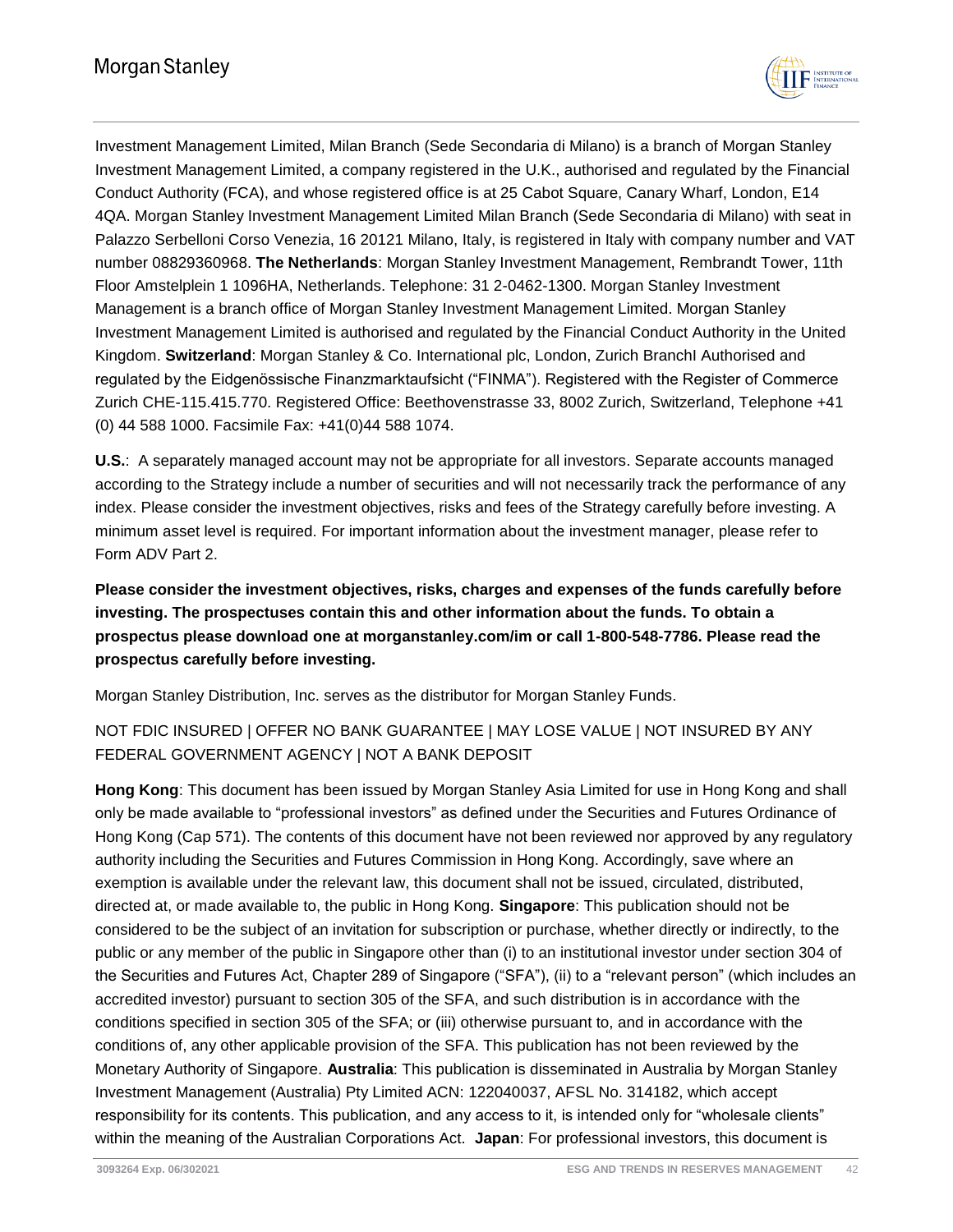Investment Management Limited, Milan Branch (Sede Secondaria di Milano) is a branch of Morgan Stanley Investment Management Limited, a company registered in the U.K., authorised and regulated by the Financial Conduct Authority (FCA), and whose registered office is at 25 Cabot Square, Canary Wharf, London, E14 4QA. Morgan Stanley Investment Management Limited Milan Branch (Sede Secondaria di Milano) with seat in Palazzo Serbelloni Corso Venezia, 16 20121 Milano, Italy, is registered in Italy with company number and VAT number 08829360968. **The Netherlands**: Morgan Stanley Investment Management, Rembrandt Tower, 11th Floor Amstelplein 1 1096HA, Netherlands. Telephone: 31 2-0462-1300. Morgan Stanley Investment Management is a branch office of Morgan Stanley Investment Management Limited. Morgan Stanley Investment Management Limited is authorised and regulated by the Financial Conduct Authority in the United Kingdom. **Switzerland**: Morgan Stanley & Co. International plc, London, Zurich BranchI Authorised and regulated by the Eidgenössische Finanzmarktaufsicht ("FINMA"). Registered with the Register of Commerce Zurich CHE-115.415.770. Registered Office: Beethovenstrasse 33, 8002 Zurich, Switzerland, Telephone +41 (0) 44 588 1000. Facsimile Fax: +41(0)44 588 1074.

**U.S.**: A separately managed account may not be appropriate for all investors. Separate accounts managed according to the Strategy include a number of securities and will not necessarily track the performance of any index. Please consider the investment objectives, risks and fees of the Strategy carefully before investing. A minimum asset level is required. For important information about the investment manager, please refer to Form ADV Part 2.

**Please consider the investment objectives, risks, charges and expenses of the funds carefully before investing. The prospectuses contain this and other information about the funds. To obtain a prospectus please download one at morganstanley.com/im or call 1-800-548-7786. Please read the prospectus carefully before investing.**

Morgan Stanley Distribution, Inc. serves as the distributor for Morgan Stanley Funds.

NOT FDIC INSURED | OFFER NO BANK GUARANTEE | MAY LOSE VALUE | NOT INSURED BY ANY FEDERAL GOVERNMENT AGENCY | NOT A BANK DEPOSIT

**Hong Kong**: This document has been issued by Morgan Stanley Asia Limited for use in Hong Kong and shall only be made available to "professional investors" as defined under the Securities and Futures Ordinance of Hong Kong (Cap 571). The contents of this document have not been reviewed nor approved by any regulatory authority including the Securities and Futures Commission in Hong Kong. Accordingly, save where an exemption is available under the relevant law, this document shall not be issued, circulated, distributed, directed at, or made available to, the public in Hong Kong. **Singapore**: This publication should not be considered to be the subject of an invitation for subscription or purchase, whether directly or indirectly, to the public or any member of the public in Singapore other than (i) to an institutional investor under section 304 of the Securities and Futures Act, Chapter 289 of Singapore ("SFA"), (ii) to a "relevant person" (which includes an accredited investor) pursuant to section 305 of the SFA, and such distribution is in accordance with the conditions specified in section 305 of the SFA; or (iii) otherwise pursuant to, and in accordance with the conditions of, any other applicable provision of the SFA. This publication has not been reviewed by the Monetary Authority of Singapore. **Australia**: This publication is disseminated in Australia by Morgan Stanley Investment Management (Australia) Pty Limited ACN: 122040037, AFSL No. 314182, which accept responsibility for its contents. This publication, and any access to it, is intended only for "wholesale clients" within the meaning of the Australian Corporations Act. **Japan**: For professional investors, this document is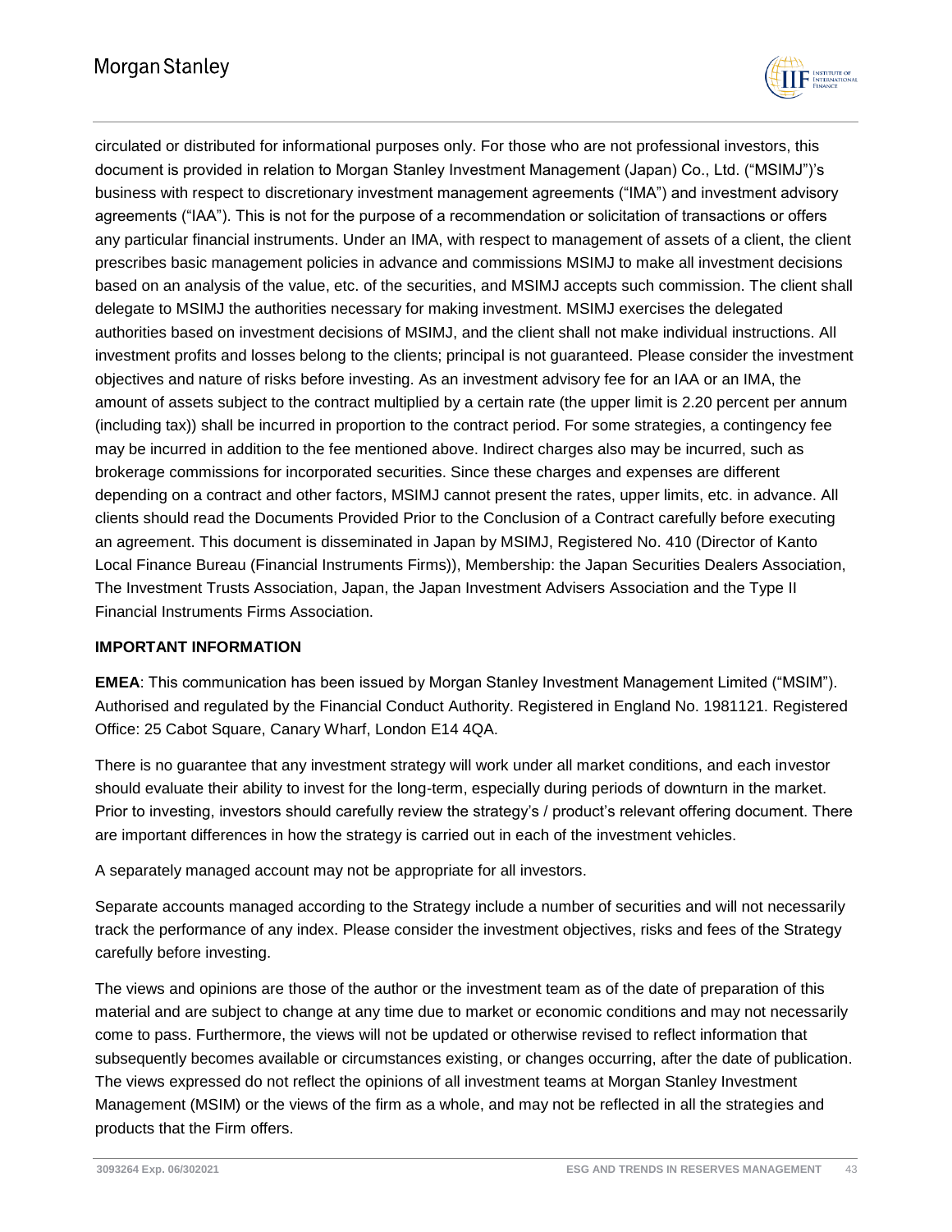circulated or distributed for informational purposes only. For those who are not professional investors, this document is provided in relation to Morgan Stanley Investment Management (Japan) Co., Ltd. ("MSIMJ")'s business with respect to discretionary investment management agreements ("IMA") and investment advisory agreements ("IAA"). This is not for the purpose of a recommendation or solicitation of transactions or offers any particular financial instruments. Under an IMA, with respect to management of assets of a client, the client prescribes basic management policies in advance and commissions MSIMJ to make all investment decisions based on an analysis of the value, etc. of the securities, and MSIMJ accepts such commission. The client shall delegate to MSIMJ the authorities necessary for making investment. MSIMJ exercises the delegated authorities based on investment decisions of MSIMJ, and the client shall not make individual instructions. All investment profits and losses belong to the clients; principal is not guaranteed. Please consider the investment objectives and nature of risks before investing. As an investment advisory fee for an IAA or an IMA, the amount of assets subject to the contract multiplied by a certain rate (the upper limit is 2.20 percent per annum (including tax)) shall be incurred in proportion to the contract period. For some strategies, a contingency fee may be incurred in addition to the fee mentioned above. Indirect charges also may be incurred, such as brokerage commissions for incorporated securities. Since these charges and expenses are different depending on a contract and other factors, MSIMJ cannot present the rates, upper limits, etc. in advance. All clients should read the Documents Provided Prior to the Conclusion of a Contract carefully before executing an agreement. This document is disseminated in Japan by MSIMJ, Registered No. 410 (Director of Kanto Local Finance Bureau (Financial Instruments Firms)), Membership: the Japan Securities Dealers Association, The Investment Trusts Association, Japan, the Japan Investment Advisers Association and the Type II Financial Instruments Firms Association.

**IMPORTANT INFORMATION**

**EMEA**: This communication has been issued by Morgan Stanley Investment Management Limited ("MSIM"). Authorised and regulated by the Financial Conduct Authority. Registered in England No. 1981121. Registered Office: 25 Cabot Square, Canary Wharf, London E14 4QA.

There is no guarantee that any investment strategy will work under all market conditions, and each investor should evaluate their ability to invest for the long-term, especially during periods of downturn in the market. Prior to investing, investors should carefully review the strategy's / product's relevant offering document. There are important differences in how the strategy is carried out in each of the investment vehicles.

A separately managed account may not be appropriate for all investors.

Separate accounts managed according to the Strategy include a number of securities and will not necessarily track the performance of any index. Please consider the investment objectives, risks and fees of the Strategy carefully before investing.

The views and opinions are those of the author or the investment team as of the date of preparation of this material and are subject to change at any time due to market or economic conditions and may not necessarily come to pass. Furthermore, the views will not be updated or otherwise revised to reflect information that subsequently becomes available or circumstances existing, or changes occurring, after the date of publication. The views expressed do not reflect the opinions of all investment teams at Morgan Stanley Investment Management (MSIM) or the views of the firm as a whole, and may not be reflected in all the strategies and products that the Firm offers.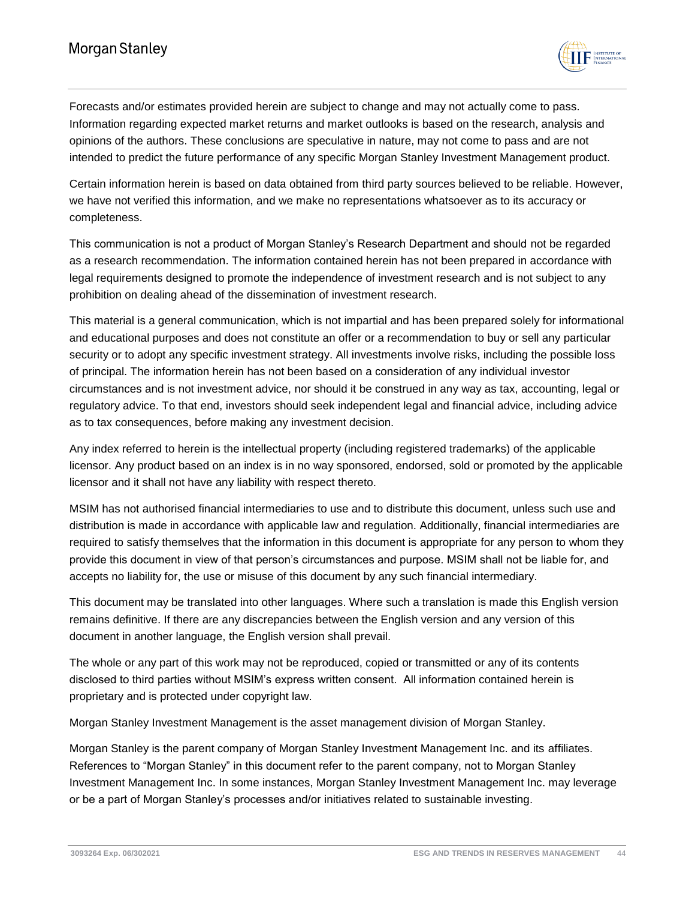Forecasts and/or estimates provided herein are subject to change and may not actually come to pass. Information regarding expected market returns and market outlooks is based on the research, analysis and opinions of the authors. These conclusions are speculative in nature, may not come to pass and are not intended to predict the future performance of any specific Morgan Stanley Investment Management product.

Certain information herein is based on data obtained from third party sources believed to be reliable. However, we have not verified this information, and we make no representations whatsoever as to its accuracy or completeness.

This communication is not a product of Morgan Stanley's Research Department and should not be regarded as a research recommendation. The information contained herein has not been prepared in accordance with legal requirements designed to promote the independence of investment research and is not subject to any prohibition on dealing ahead of the dissemination of investment research.

This material is a general communication, which is not impartial and has been prepared solely for informational and educational purposes and does not constitute an offer or a recommendation to buy or sell any particular security or to adopt any specific investment strategy. All investments involve risks, including the possible loss of principal. The information herein has not been based on a consideration of any individual investor circumstances and is not investment advice, nor should it be construed in any way as tax, accounting, legal or regulatory advice. To that end, investors should seek independent legal and financial advice, including advice as to tax consequences, before making any investment decision.

Any index referred to herein is the intellectual property (including registered trademarks) of the applicable licensor. Any product based on an index is in no way sponsored, endorsed, sold or promoted by the applicable licensor and it shall not have any liability with respect thereto.

MSIM has not authorised financial intermediaries to use and to distribute this document, unless such use and distribution is made in accordance with applicable law and regulation. Additionally, financial intermediaries are required to satisfy themselves that the information in this document is appropriate for any person to whom they provide this document in view of that person's circumstances and purpose. MSIM shall not be liable for, and accepts no liability for, the use or misuse of this document by any such financial intermediary.

This document may be translated into other languages. Where such a translation is made this English version remains definitive. If there are any discrepancies between the English version and any version of this document in another language, the English version shall prevail.

The whole or any part of this work may not be reproduced, copied or transmitted or any of its contents disclosed to third parties without MSIM's express written consent. All information contained herein is proprietary and is protected under copyright law.

Morgan Stanley Investment Management is the asset management division of Morgan Stanley.

Morgan Stanley is the parent company of Morgan Stanley Investment Management Inc. and its affiliates. References to "Morgan Stanley" in this document refer to the parent company, not to Morgan Stanley Investment Management Inc. In some instances, Morgan Stanley Investment Management Inc. may leverage or be a part of Morgan Stanley's processes and/or initiatives related to sustainable investing.

3093264 Exp. 06/302021